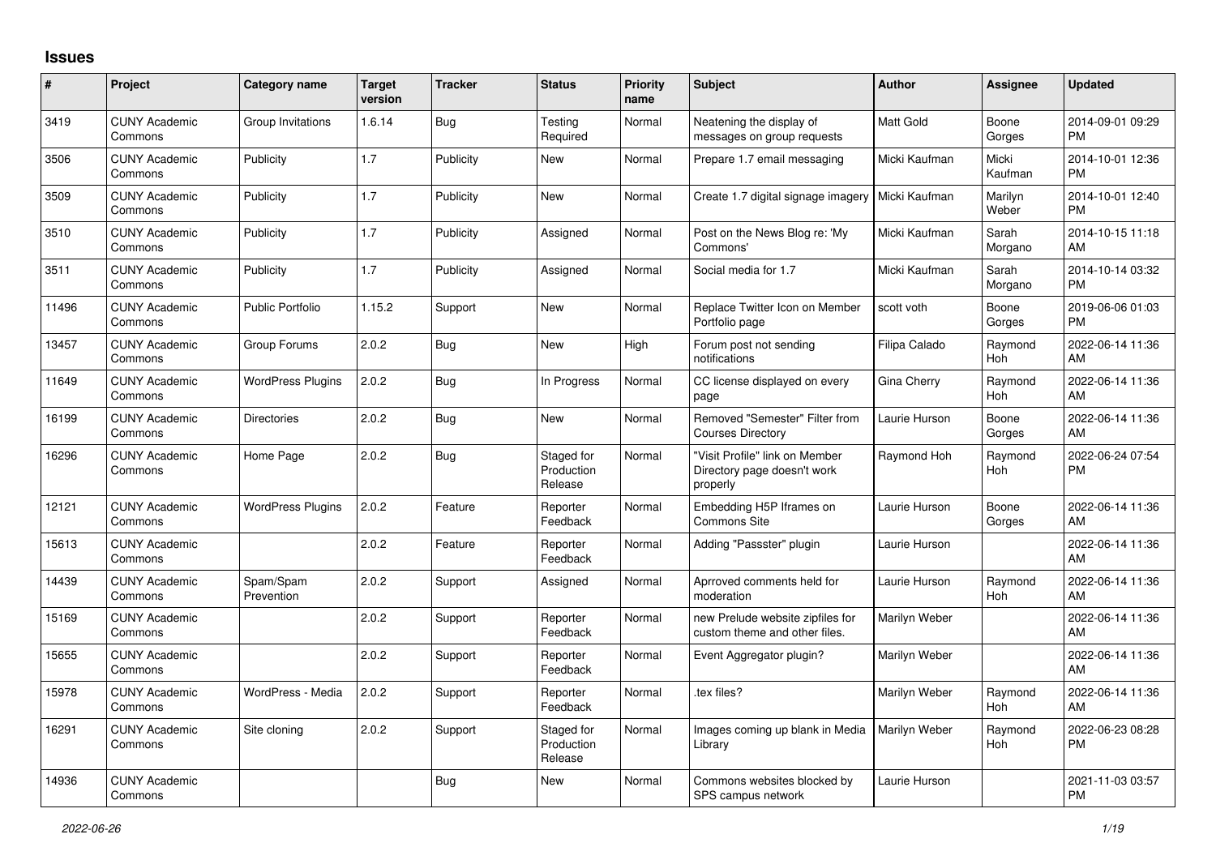# Issues

| # | Project | Category name | Target version | Tracker | Status | Priority name | Subject | Author | Assignee | Updated |
|---|---|---|---|---|---|---|---|---|---|---|
| 3419 | CUNY Academic Commons | Group Invitations | 1.6.14 | Bug | Testing Required | Normal | Neatening the display of messages on group requests | Matt Gold | Boone Gorges | 2014-09-01 09:29 PM |
| 3506 | CUNY Academic Commons | Publicity | 1.7 | Publicity | New | Normal | Prepare 1.7 email messaging | Micki Kaufman | Micki Kaufman | 2014-10-01 12:36 PM |
| 3509 | CUNY Academic Commons | Publicity | 1.7 | Publicity | New | Normal | Create 1.7 digital signage imagery | Micki Kaufman | Marilyn Weber | 2014-10-01 12:40 PM |
| 3510 | CUNY Academic Commons | Publicity | 1.7 | Publicity | Assigned | Normal | Post on the News Blog re: 'My Commons' | Micki Kaufman | Sarah Morgano | 2014-10-15 11:18 AM |
| 3511 | CUNY Academic Commons | Publicity | 1.7 | Publicity | Assigned | Normal | Social media for 1.7 | Micki Kaufman | Sarah Morgano | 2014-10-14 03:32 PM |
| 11496 | CUNY Academic Commons | Public Portfolio | 1.15.2 | Support | New | Normal | Replace Twitter Icon on Member Portfolio page | scott voth | Boone Gorges | 2019-06-06 01:03 PM |
| 13457 | CUNY Academic Commons | Group Forums | 2.0.2 | Bug | New | High | Forum post not sending notifications | Filipa Calado | Raymond Hoh | 2022-06-14 11:36 AM |
| 11649 | CUNY Academic Commons | WordPress Plugins | 2.0.2 | Bug | In Progress | Normal | CC license displayed on every page | Gina Cherry | Raymond Hoh | 2022-06-14 11:36 AM |
| 16199 | CUNY Academic Commons | Directories | 2.0.2 | Bug | New | Normal | Removed "Semester" Filter from Courses Directory | Laurie Hurson | Boone Gorges | 2022-06-14 11:36 AM |
| 16296 | CUNY Academic Commons | Home Page | 2.0.2 | Bug | Staged for Production Release | Normal | "Visit Profile" link on Member Directory page doesn't work properly | Raymond Hoh | Raymond Hoh | 2022-06-24 07:54 PM |
| 12121 | CUNY Academic Commons | WordPress Plugins | 2.0.2 | Feature | Reporter Feedback | Normal | Embedding H5P Iframes on Commons Site | Laurie Hurson | Boone Gorges | 2022-06-14 11:36 AM |
| 15613 | CUNY Academic Commons | | 2.0.2 | Feature | Reporter Feedback | Normal | Adding "Passster" plugin | Laurie Hurson | | 2022-06-14 11:36 AM |
| 14439 | CUNY Academic Commons | Spam/Spam Prevention | 2.0.2 | Support | Assigned | Normal | Aprroved comments held for moderation | Laurie Hurson | Raymond Hoh | 2022-06-14 11:36 AM |
| 15169 | CUNY Academic Commons | | 2.0.2 | Support | Reporter Feedback | Normal | new Prelude website zipfiles for custom theme and other files. | Marilyn Weber | | 2022-06-14 11:36 AM |
| 15655 | CUNY Academic Commons | | 2.0.2 | Support | Reporter Feedback | Normal | Event Aggregator plugin? | Marilyn Weber | | 2022-06-14 11:36 AM |
| 15978 | CUNY Academic Commons | WordPress - Media | 2.0.2 | Support | Reporter Feedback | Normal | .tex files? | Marilyn Weber | Raymond Hoh | 2022-06-14 11:36 AM |
| 16291 | CUNY Academic Commons | Site cloning | 2.0.2 | Support | Staged for Production Release | Normal | Images coming up blank in Media Library | Marilyn Weber | Raymond Hoh | 2022-06-23 08:28 PM |
| 14936 | CUNY Academic Commons | | | Bug | New | Normal | Commons websites blocked by SPS campus network | Laurie Hurson | | 2021-11-03 03:57 PM |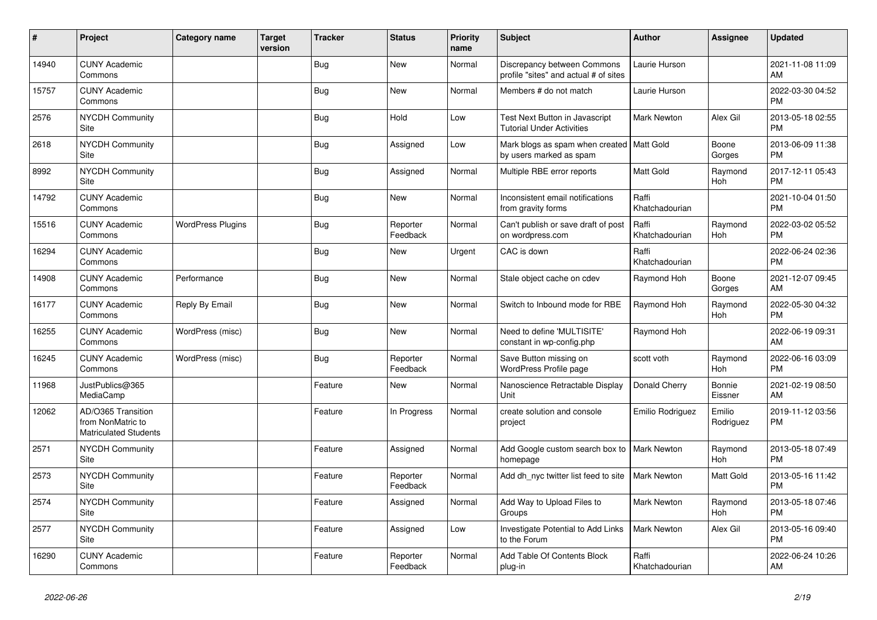| # | Project | Category name | Target version | Tracker | Status | Priority name | Subject | Author | Assignee | Updated |
|---|---|---|---|---|---|---|---|---|---|---|
| 14940 | CUNY Academic Commons | | | Bug | New | Normal | Discrepancy between Commons profile "sites" and actual # of sites | Laurie Hurson | | 2021-11-08 11:09 AM |
| 15757 | CUNY Academic Commons | | | Bug | New | Normal | Members # do not match | Laurie Hurson | | 2022-03-30 04:52 PM |
| 2576 | NYCDH Community Site | | | Bug | Hold | Low | Test Next Button in Javascript Tutorial Under Activities | Mark Newton | Alex Gil | 2013-05-18 02:55 PM |
| 2618 | NYCDH Community Site | | | Bug | Assigned | Low | Mark blogs as spam when created by users marked as spam | Matt Gold | Boone Gorges | 2013-06-09 11:38 PM |
| 8992 | NYCDH Community Site | | | Bug | Assigned | Normal | Multiple RBE error reports | Matt Gold | Raymond Hoh | 2017-12-11 05:43 PM |
| 14792 | CUNY Academic Commons | | | Bug | New | Normal | Inconsistent email notifications from gravity forms | Raffi Khatchadourian | | 2021-10-04 01:50 PM |
| 15516 | CUNY Academic Commons | WordPress Plugins | | Bug | Reporter Feedback | Normal | Can't publish or save draft of post on wordpress.com | Raffi Khatchadourian | Raymond Hoh | 2022-03-02 05:52 PM |
| 16294 | CUNY Academic Commons | | | Bug | New | Urgent | CAC is down | Raffi Khatchadourian | | 2022-06-24 02:36 PM |
| 14908 | CUNY Academic Commons | Performance | | Bug | New | Normal | Stale object cache on cdev | Raymond Hoh | Boone Gorges | 2021-12-07 09:45 AM |
| 16177 | CUNY Academic Commons | Reply By Email | | Bug | New | Normal | Switch to Inbound mode for RBE | Raymond Hoh | Raymond Hoh | 2022-05-30 04:32 PM |
| 16255 | CUNY Academic Commons | WordPress (misc) | | Bug | New | Normal | Need to define 'MULTISITE' constant in wp-config.php | Raymond Hoh | | 2022-06-19 09:31 AM |
| 16245 | CUNY Academic Commons | WordPress (misc) | | Bug | Reporter Feedback | Normal | Save Button missing on WordPress Profile page | scott voth | Raymond Hoh | 2022-06-16 03:09 PM |
| 11968 | JustPublics@365 MediaCamp | | | Feature | New | Normal | Nanoscience Retractable Display Unit | Donald Cherry | Bonnie Eissner | 2021-02-19 08:50 AM |
| 12062 | AD/O365 Transition from NonMatric to Matriculated Students | | | Feature | In Progress | Normal | create solution and console project | Emilio Rodriguez | Emilio Rodriguez | 2019-11-12 03:56 PM |
| 2571 | NYCDH Community Site | | | Feature | Assigned | Normal | Add Google custom search box to homepage | Mark Newton | Raymond Hoh | 2013-05-18 07:49 PM |
| 2573 | NYCDH Community Site | | | Feature | Reporter Feedback | Normal | Add dh_nyc twitter list feed to site | Mark Newton | Matt Gold | 2013-05-16 11:42 PM |
| 2574 | NYCDH Community Site | | | Feature | Assigned | Normal | Add Way to Upload Files to Groups | Mark Newton | Raymond Hoh | 2013-05-18 07:46 PM |
| 2577 | NYCDH Community Site | | | Feature | Assigned | Low | Investigate Potential to Add Links to the Forum | Mark Newton | Alex Gil | 2013-05-16 09:40 PM |
| 16290 | CUNY Academic Commons | | | Feature | Reporter Feedback | Normal | Add Table Of Contents Block plug-in | Raffi Khatchadourian | | 2022-06-24 10:26 AM |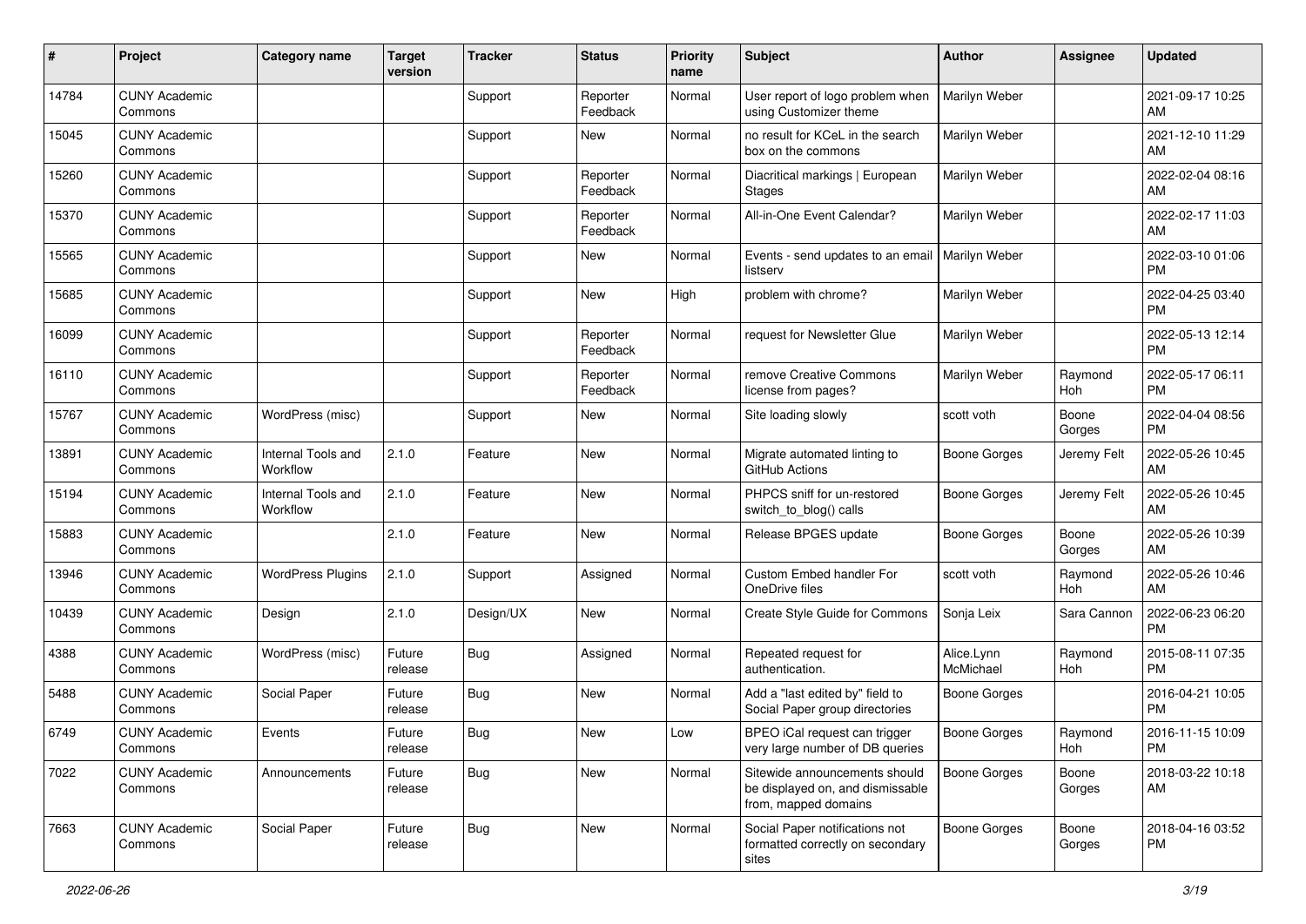| # | Project | Category name | Target version | Tracker | Status | Priority name | Subject | Author | Assignee | Updated |
|---|---|---|---|---|---|---|---|---|---|---|
| 14784 | CUNY Academic Commons | | | Support | Reporter Feedback | Normal | User report of logo problem when using Customizer theme | Marilyn Weber | | 2021-09-17 10:25 AM |
| 15045 | CUNY Academic Commons | | | Support | New | Normal | no result for KCeL in the search box on the commons | Marilyn Weber | | 2021-12-10 11:29 AM |
| 15260 | CUNY Academic Commons | | | Support | Reporter Feedback | Normal | Diacritical markings \| European Stages | Marilyn Weber | | 2022-02-04 08:16 AM |
| 15370 | CUNY Academic Commons | | | Support | Reporter Feedback | Normal | All-in-One Event Calendar? | Marilyn Weber | | 2022-02-17 11:03 AM |
| 15565 | CUNY Academic Commons | | | Support | New | Normal | Events - send updates to an email listserv | Marilyn Weber | | 2022-03-10 01:06 PM |
| 15685 | CUNY Academic Commons | | | Support | New | High | problem with chrome? | Marilyn Weber | | 2022-04-25 03:40 PM |
| 16099 | CUNY Academic Commons | | | Support | Reporter Feedback | Normal | request for Newsletter Glue | Marilyn Weber | | 2022-05-13 12:14 PM |
| 16110 | CUNY Academic Commons | | | Support | Reporter Feedback | Normal | remove Creative Commons license from pages? | Marilyn Weber | Raymond Hoh | 2022-05-17 06:11 PM |
| 15767 | CUNY Academic Commons | WordPress (misc) | | Support | New | Normal | Site loading slowly | scott voth | Boone Gorges | 2022-04-04 08:56 PM |
| 13891 | CUNY Academic Commons | Internal Tools and Workflow | 2.1.0 | Feature | New | Normal | Migrate automated linting to GitHub Actions | Boone Gorges | Jeremy Felt | 2022-05-26 10:45 AM |
| 15194 | CUNY Academic Commons | Internal Tools and Workflow | 2.1.0 | Feature | New | Normal | PHPCS sniff for un-restored switch_to_blog() calls | Boone Gorges | Jeremy Felt | 2022-05-26 10:45 AM |
| 15883 | CUNY Academic Commons | | 2.1.0 | Feature | New | Normal | Release BPGES update | Boone Gorges | Boone Gorges | 2022-05-26 10:39 AM |
| 13946 | CUNY Academic Commons | WordPress Plugins | 2.1.0 | Support | Assigned | Normal | Custom Embed handler For OneDrive files | scott voth | Raymond Hoh | 2022-05-26 10:46 AM |
| 10439 | CUNY Academic Commons | Design | 2.1.0 | Design/UX | New | Normal | Create Style Guide for Commons | Sonja Leix | Sara Cannon | 2022-06-23 06:20 PM |
| 4388 | CUNY Academic Commons | WordPress (misc) | Future release | Bug | Assigned | Normal | Repeated request for authentication. | Alice.Lynn McMichael | Raymond Hoh | 2015-08-11 07:35 PM |
| 5488 | CUNY Academic Commons | Social Paper | Future release | Bug | New | Normal | Add a "last edited by" field to Social Paper group directories | Boone Gorges | | 2016-04-21 10:05 PM |
| 6749 | CUNY Academic Commons | Events | Future release | Bug | New | Low | BPEO iCal request can trigger very large number of DB queries | Boone Gorges | Raymond Hoh | 2016-11-15 10:09 PM |
| 7022 | CUNY Academic Commons | Announcements | Future release | Bug | New | Normal | Sitewide announcements should be displayed on, and dismissable from, mapped domains | Boone Gorges | Boone Gorges | 2018-03-22 10:18 AM |
| 7663 | CUNY Academic Commons | Social Paper | Future release | Bug | New | Normal | Social Paper notifications not formatted correctly on secondary sites | Boone Gorges | Boone Gorges | 2018-04-16 03:52 PM |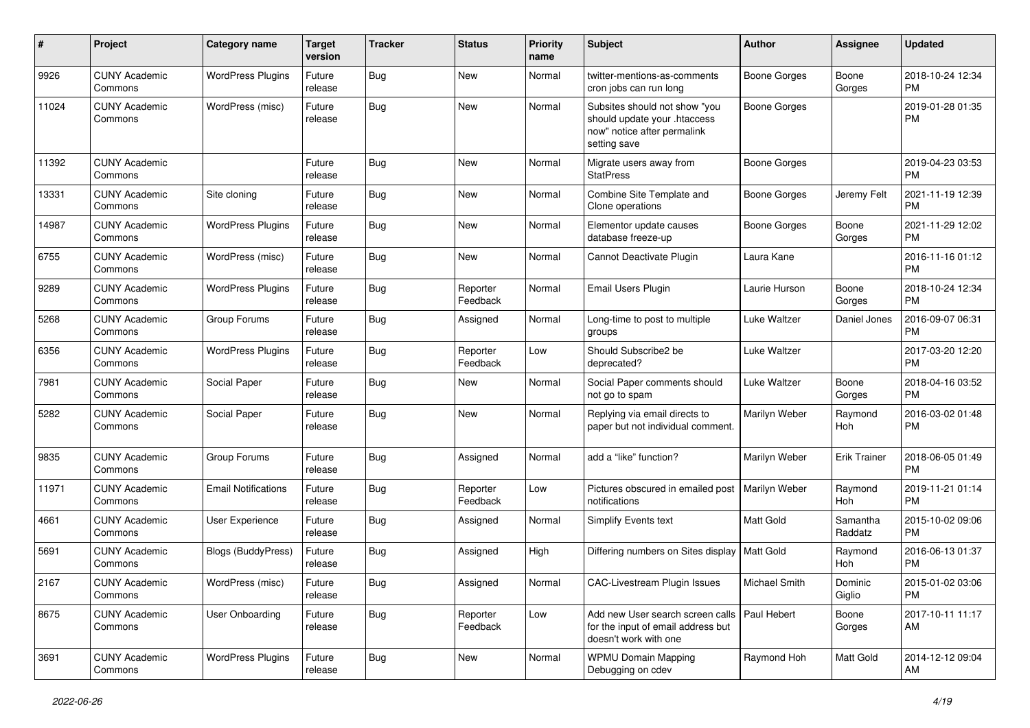| # | Project | Category name | Target version | Tracker | Status | Priority name | Subject | Author | Assignee | Updated |
|---|---|---|---|---|---|---|---|---|---|---|
| 9926 | CUNY Academic Commons | WordPress Plugins | Future release | Bug | New | Normal | twitter-mentions-as-comments cron jobs can run long | Boone Gorges | Boone Gorges | 2018-10-24 12:34 PM |
| 11024 | CUNY Academic Commons | WordPress (misc) | Future release | Bug | New | Normal | Subsites should not show "you should update your .htaccess now" notice after permalink setting save | Boone Gorges | | 2019-01-28 01:35 PM |
| 11392 | CUNY Academic Commons | | Future release | Bug | New | Normal | Migrate users away from StatPress | Boone Gorges | | 2019-04-23 03:53 PM |
| 13331 | CUNY Academic Commons | Site cloning | Future release | Bug | New | Normal | Combine Site Template and Clone operations | Boone Gorges | Jeremy Felt | 2021-11-19 12:39 PM |
| 14987 | CUNY Academic Commons | WordPress Plugins | Future release | Bug | New | Normal | Elementor update causes database freeze-up | Boone Gorges | Boone Gorges | 2021-11-29 12:02 PM |
| 6755 | CUNY Academic Commons | WordPress (misc) | Future release | Bug | New | Normal | Cannot Deactivate Plugin | Laura Kane | | 2016-11-16 01:12 PM |
| 9289 | CUNY Academic Commons | WordPress Plugins | Future release | Bug | Reporter Feedback | Normal | Email Users Plugin | Laurie Hurson | Boone Gorges | 2018-10-24 12:34 PM |
| 5268 | CUNY Academic Commons | Group Forums | Future release | Bug | Assigned | Normal | Long-time to post to multiple groups | Luke Waltzer | Daniel Jones | 2016-09-07 06:31 PM |
| 6356 | CUNY Academic Commons | WordPress Plugins | Future release | Bug | Reporter Feedback | Low | Should Subscribe2 be deprecated? | Luke Waltzer | | 2017-03-20 12:20 PM |
| 7981 | CUNY Academic Commons | Social Paper | Future release | Bug | New | Normal | Social Paper comments should not go to spam | Luke Waltzer | Boone Gorges | 2018-04-16 03:52 PM |
| 5282 | CUNY Academic Commons | Social Paper | Future release | Bug | New | Normal | Replying via email directs to paper but not individual comment. | Marilyn Weber | Raymond Hoh | 2016-03-02 01:48 PM |
| 9835 | CUNY Academic Commons | Group Forums | Future release | Bug | Assigned | Normal | add a "like" function? | Marilyn Weber | Erik Trainer | 2018-06-05 01:49 PM |
| 11971 | CUNY Academic Commons | Email Notifications | Future release | Bug | Reporter Feedback | Low | Pictures obscured in emailed post notifications | Marilyn Weber | Raymond Hoh | 2019-11-21 01:14 PM |
| 4661 | CUNY Academic Commons | User Experience | Future release | Bug | Assigned | Normal | Simplify Events text | Matt Gold | Samantha Raddatz | 2015-10-02 09:06 PM |
| 5691 | CUNY Academic Commons | Blogs (BuddyPress) | Future release | Bug | Assigned | High | Differing numbers on Sites display | Matt Gold | Raymond Hoh | 2016-06-13 01:37 PM |
| 2167 | CUNY Academic Commons | WordPress (misc) | Future release | Bug | Assigned | Normal | CAC-Livestream Plugin Issues | Michael Smith | Dominic Giglio | 2015-01-02 03:06 PM |
| 8675 | CUNY Academic Commons | User Onboarding | Future release | Bug | Reporter Feedback | Low | Add new User search screen calls for the input of email address but doesn't work with one | Paul Hebert | Boone Gorges | 2017-10-11 11:17 AM |
| 3691 | CUNY Academic Commons | WordPress Plugins | Future release | Bug | New | Normal | WPMU Domain Mapping Debugging on cdev | Raymond Hoh | Matt Gold | 2014-12-12 09:04 AM |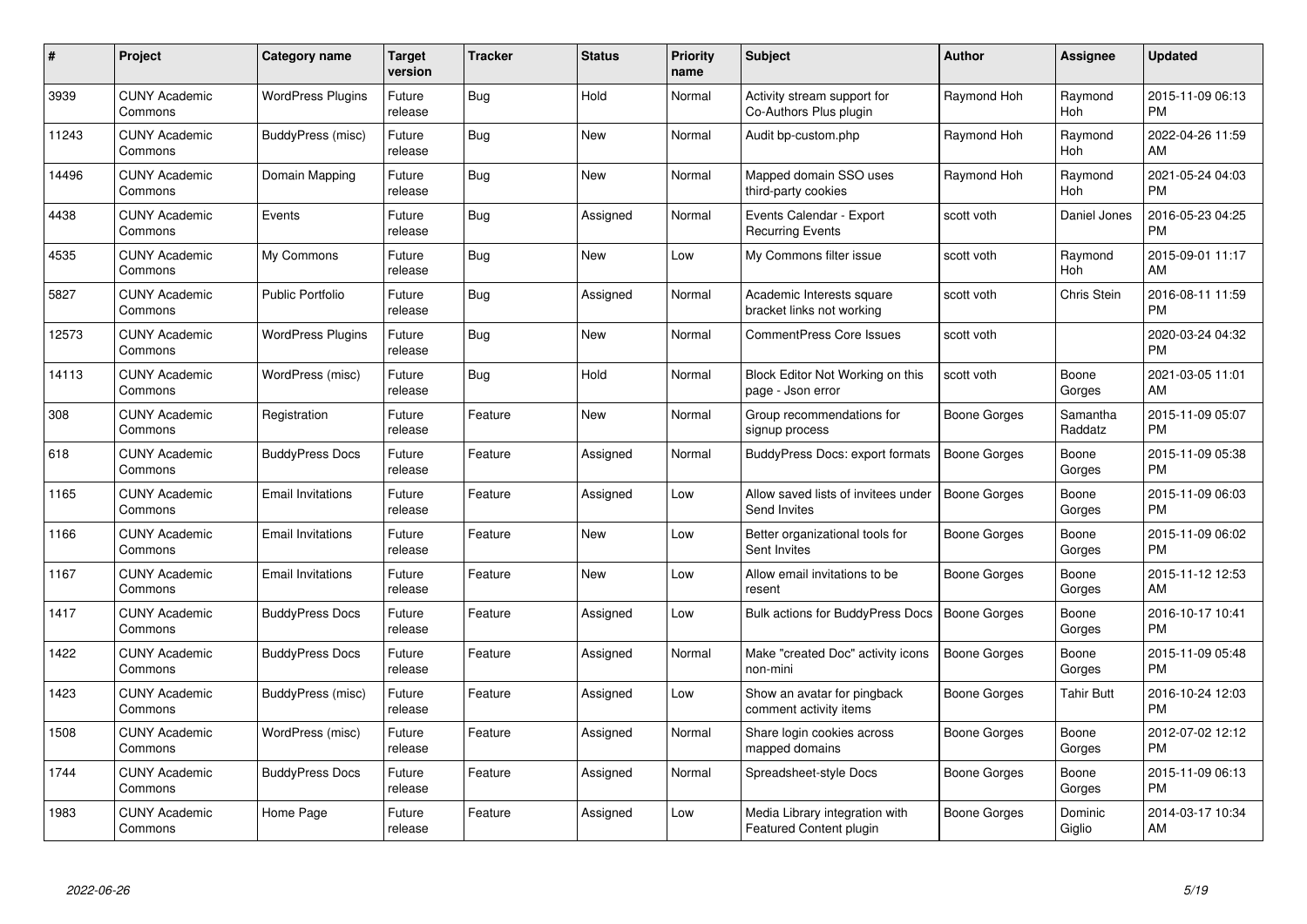| # | Project | Category name | Target version | Tracker | Status | Priority name | Subject | Author | Assignee | Updated |
|---|---|---|---|---|---|---|---|---|---|---|
| 3939 | CUNY Academic Commons | WordPress Plugins | Future release | Bug | Hold | Normal | Activity stream support for Co-Authors Plus plugin | Raymond Hoh | Raymond Hoh | 2015-11-09 06:13 PM |
| 11243 | CUNY Academic Commons | BuddyPress (misc) | Future release | Bug | New | Normal | Audit bp-custom.php | Raymond Hoh | Raymond Hoh | 2022-04-26 11:59 AM |
| 14496 | CUNY Academic Commons | Domain Mapping | Future release | Bug | New | Normal | Mapped domain SSO uses third-party cookies | Raymond Hoh | Raymond Hoh | 2021-05-24 04:03 PM |
| 4438 | CUNY Academic Commons | Events | Future release | Bug | Assigned | Normal | Events Calendar - Export Recurring Events | scott voth | Daniel Jones | 2016-05-23 04:25 PM |
| 4535 | CUNY Academic Commons | My Commons | Future release | Bug | New | Low | My Commons filter issue | scott voth | Raymond Hoh | 2015-09-01 11:17 AM |
| 5827 | CUNY Academic Commons | Public Portfolio | Future release | Bug | Assigned | Normal | Academic Interests square bracket links not working | scott voth | Chris Stein | 2016-08-11 11:59 PM |
| 12573 | CUNY Academic Commons | WordPress Plugins | Future release | Bug | New | Normal | CommentPress Core Issues | scott voth | | 2020-03-24 04:32 PM |
| 14113 | CUNY Academic Commons | WordPress (misc) | Future release | Bug | Hold | Normal | Block Editor Not Working on this page - Json error | scott voth | Boone Gorges | 2021-03-05 11:01 AM |
| 308 | CUNY Academic Commons | Registration | Future release | Feature | New | Normal | Group recommendations for signup process | Boone Gorges | Samantha Raddatz | 2015-11-09 05:07 PM |
| 618 | CUNY Academic Commons | BuddyPress Docs | Future release | Feature | Assigned | Normal | BuddyPress Docs: export formats | Boone Gorges | Boone Gorges | 2015-11-09 05:38 PM |
| 1165 | CUNY Academic Commons | Email Invitations | Future release | Feature | Assigned | Low | Allow saved lists of invitees under Send Invites | Boone Gorges | Boone Gorges | 2015-11-09 06:03 PM |
| 1166 | CUNY Academic Commons | Email Invitations | Future release | Feature | New | Low | Better organizational tools for Sent Invites | Boone Gorges | Boone Gorges | 2015-11-09 06:02 PM |
| 1167 | CUNY Academic Commons | Email Invitations | Future release | Feature | New | Low | Allow email invitations to be resent | Boone Gorges | Boone Gorges | 2015-11-12 12:53 AM |
| 1417 | CUNY Academic Commons | BuddyPress Docs | Future release | Feature | Assigned | Low | Bulk actions for BuddyPress Docs | Boone Gorges | Boone Gorges | 2016-10-17 10:41 PM |
| 1422 | CUNY Academic Commons | BuddyPress Docs | Future release | Feature | Assigned | Normal | Make "created Doc" activity icons non-mini | Boone Gorges | Boone Gorges | 2015-11-09 05:48 PM |
| 1423 | CUNY Academic Commons | BuddyPress (misc) | Future release | Feature | Assigned | Low | Show an avatar for pingback comment activity items | Boone Gorges | Tahir Butt | 2016-10-24 12:03 PM |
| 1508 | CUNY Academic Commons | WordPress (misc) | Future release | Feature | Assigned | Normal | Share login cookies across mapped domains | Boone Gorges | Boone Gorges | 2012-07-02 12:12 PM |
| 1744 | CUNY Academic Commons | BuddyPress Docs | Future release | Feature | Assigned | Normal | Spreadsheet-style Docs | Boone Gorges | Boone Gorges | 2015-11-09 06:13 PM |
| 1983 | CUNY Academic Commons | Home Page | Future release | Feature | Assigned | Low | Media Library integration with Featured Content plugin | Boone Gorges | Dominic Giglio | 2014-03-17 10:34 AM |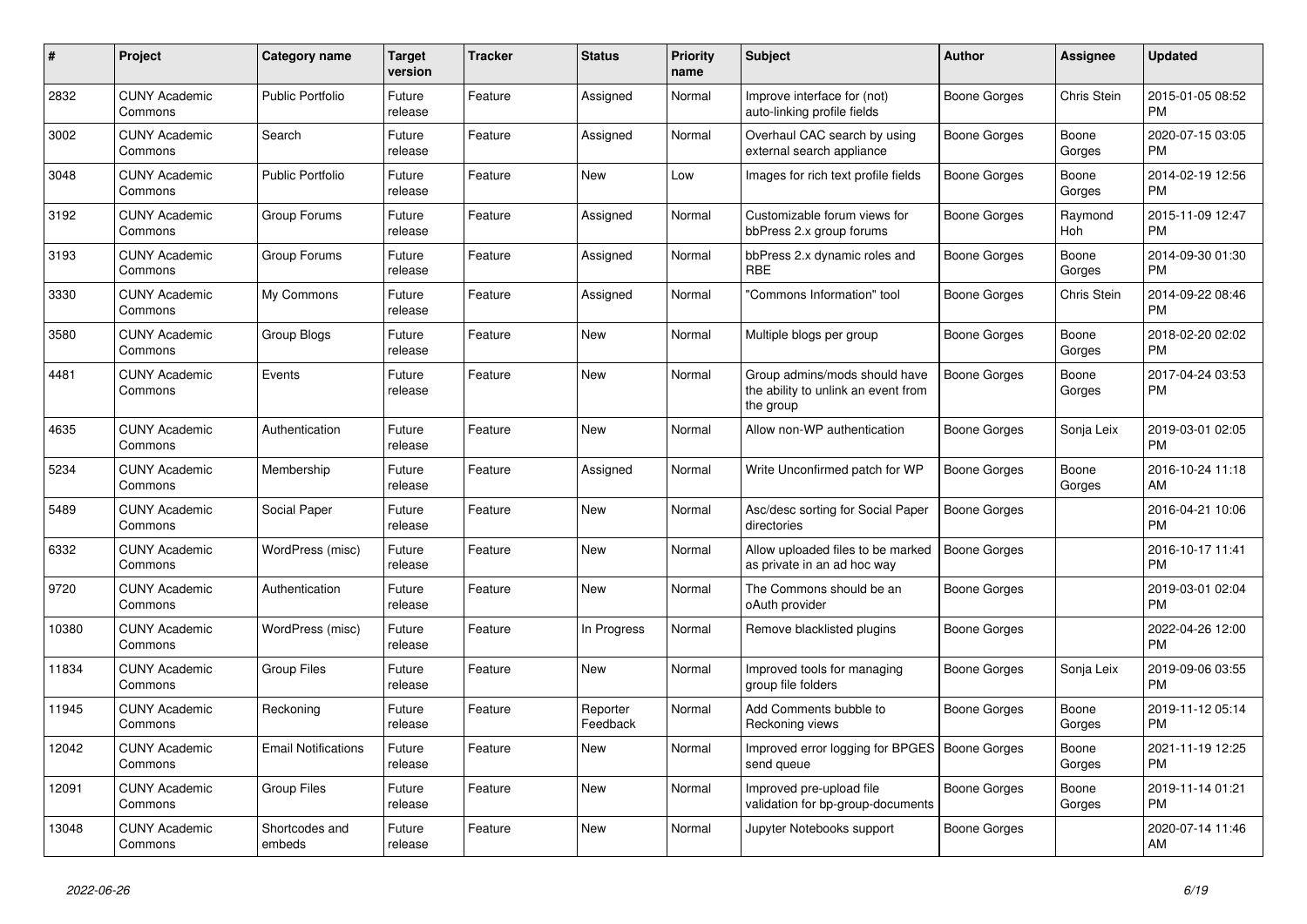| # | Project | Category name | Target version | Tracker | Status | Priority name | Subject | Author | Assignee | Updated |
|---|---|---|---|---|---|---|---|---|---|---|
| 2832 | CUNY Academic Commons | Public Portfolio | Future release | Feature | Assigned | Normal | Improve interface for (not) auto-linking profile fields | Boone Gorges | Chris Stein | 2015-01-05 08:52 PM |
| 3002 | CUNY Academic Commons | Search | Future release | Feature | Assigned | Normal | Overhaul CAC search by using external search appliance | Boone Gorges | Boone Gorges | 2020-07-15 03:05 PM |
| 3048 | CUNY Academic Commons | Public Portfolio | Future release | Feature | New | Low | Images for rich text profile fields | Boone Gorges | Boone Gorges | 2014-02-19 12:56 PM |
| 3192 | CUNY Academic Commons | Group Forums | Future release | Feature | Assigned | Normal | Customizable forum views for bbPress 2.x group forums | Boone Gorges | Raymond Hoh | 2015-11-09 12:47 PM |
| 3193 | CUNY Academic Commons | Group Forums | Future release | Feature | Assigned | Normal | bbPress 2.x dynamic roles and RBE | Boone Gorges | Boone Gorges | 2014-09-30 01:30 PM |
| 3330 | CUNY Academic Commons | My Commons | Future release | Feature | Assigned | Normal | "Commons Information" tool | Boone Gorges | Chris Stein | 2014-09-22 08:46 PM |
| 3580 | CUNY Academic Commons | Group Blogs | Future release | Feature | New | Normal | Multiple blogs per group | Boone Gorges | Boone Gorges | 2018-02-20 02:02 PM |
| 4481 | CUNY Academic Commons | Events | Future release | Feature | New | Normal | Group admins/mods should have the ability to unlink an event from the group | Boone Gorges | Boone Gorges | 2017-04-24 03:53 PM |
| 4635 | CUNY Academic Commons | Authentication | Future release | Feature | New | Normal | Allow non-WP authentication | Boone Gorges | Sonja Leix | 2019-03-01 02:05 PM |
| 5234 | CUNY Academic Commons | Membership | Future release | Feature | Assigned | Normal | Write Unconfirmed patch for WP | Boone Gorges | Boone Gorges | 2016-10-24 11:18 AM |
| 5489 | CUNY Academic Commons | Social Paper | Future release | Feature | New | Normal | Asc/desc sorting for Social Paper directories | Boone Gorges | | 2016-04-21 10:06 PM |
| 6332 | CUNY Academic Commons | WordPress (misc) | Future release | Feature | New | Normal | Allow uploaded files to be marked as private in an ad hoc way | Boone Gorges | | 2016-10-17 11:41 PM |
| 9720 | CUNY Academic Commons | Authentication | Future release | Feature | New | Normal | The Commons should be an oAuth provider | Boone Gorges | | 2019-03-01 02:04 PM |
| 10380 | CUNY Academic Commons | WordPress (misc) | Future release | Feature | In Progress | Normal | Remove blacklisted plugins | Boone Gorges | | 2022-04-26 12:00 PM |
| 11834 | CUNY Academic Commons | Group Files | Future release | Feature | New | Normal | Improved tools for managing group file folders | Boone Gorges | Sonja Leix | 2019-09-06 03:55 PM |
| 11945 | CUNY Academic Commons | Reckoning | Future release | Feature | Reporter Feedback | Normal | Add Comments bubble to Reckoning views | Boone Gorges | Boone Gorges | 2019-11-12 05:14 PM |
| 12042 | CUNY Academic Commons | Email Notifications | Future release | Feature | New | Normal | Improved error logging for BPGES send queue | Boone Gorges | Boone Gorges | 2021-11-19 12:25 PM |
| 12091 | CUNY Academic Commons | Group Files | Future release | Feature | New | Normal | Improved pre-upload file validation for bp-group-documents | Boone Gorges | Boone Gorges | 2019-11-14 01:21 PM |
| 13048 | CUNY Academic Commons | Shortcodes and embeds | Future release | Feature | New | Normal | Jupyter Notebooks support | Boone Gorges | | 2020-07-14 11:46 AM |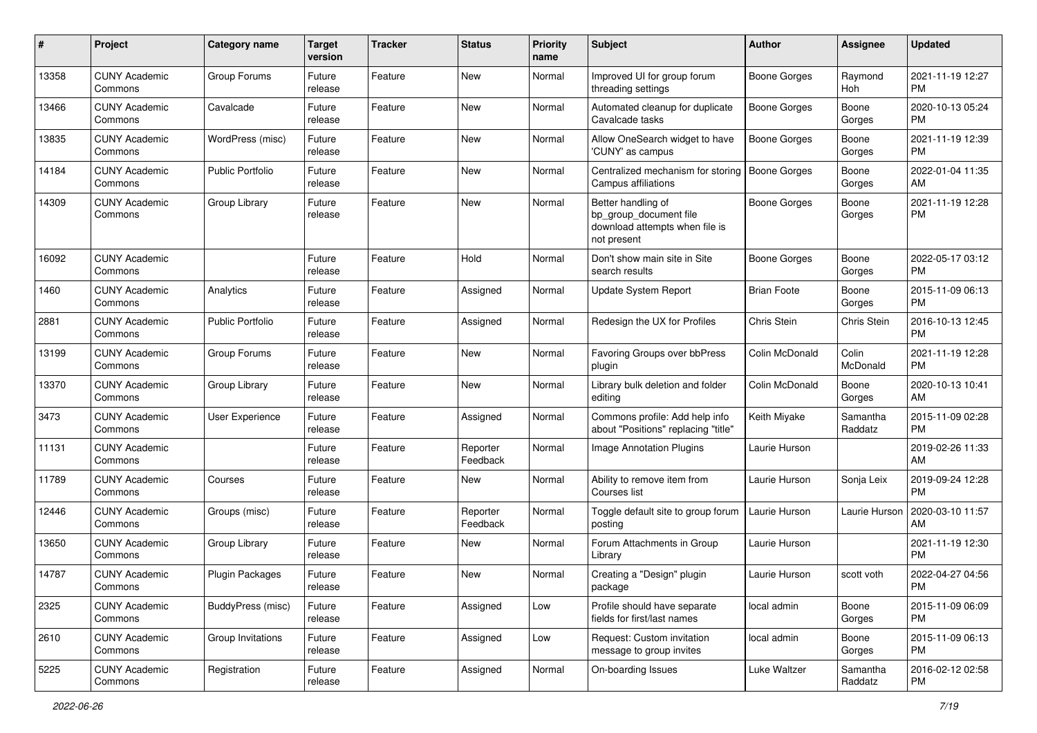| # | Project | Category name | Target version | Tracker | Status | Priority name | Subject | Author | Assignee | Updated |
|---|---|---|---|---|---|---|---|---|---|---|
| 13358 | CUNY Academic Commons | Group Forums | Future release | Feature | New | Normal | Improved UI for group forum threading settings | Boone Gorges | Raymond Hoh | 2021-11-19 12:27 PM |
| 13466 | CUNY Academic Commons | Cavalcade | Future release | Feature | New | Normal | Automated cleanup for duplicate Cavalcade tasks | Boone Gorges | Boone Gorges | 2020-10-13 05:24 PM |
| 13835 | CUNY Academic Commons | WordPress (misc) | Future release | Feature | New | Normal | Allow OneSearch widget to have 'CUNY' as campus | Boone Gorges | Boone Gorges | 2021-11-19 12:39 PM |
| 14184 | CUNY Academic Commons | Public Portfolio | Future release | Feature | New | Normal | Centralized mechanism for storing Campus affiliations | Boone Gorges | Boone Gorges | 2022-01-04 11:35 AM |
| 14309 | CUNY Academic Commons | Group Library | Future release | Feature | New | Normal | Better handling of bp_group_document file download attempts when file is not present | Boone Gorges | Boone Gorges | 2021-11-19 12:28 PM |
| 16092 | CUNY Academic Commons | | Future release | Feature | Hold | Normal | Don't show main site in Site search results | Boone Gorges | Boone Gorges | 2022-05-17 03:12 PM |
| 1460 | CUNY Academic Commons | Analytics | Future release | Feature | Assigned | Normal | Update System Report | Brian Foote | Boone Gorges | 2015-11-09 06:13 PM |
| 2881 | CUNY Academic Commons | Public Portfolio | Future release | Feature | Assigned | Normal | Redesign the UX for Profiles | Chris Stein | Chris Stein | 2016-10-13 12:45 PM |
| 13199 | CUNY Academic Commons | Group Forums | Future release | Feature | New | Normal | Favoring Groups over bbPress plugin | Colin McDonald | Colin McDonald | 2021-11-19 12:28 PM |
| 13370 | CUNY Academic Commons | Group Library | Future release | Feature | New | Normal | Library bulk deletion and folder editing | Colin McDonald | Boone Gorges | 2020-10-13 10:41 AM |
| 3473 | CUNY Academic Commons | User Experience | Future release | Feature | Assigned | Normal | Commons profile: Add help info about "Positions" replacing "title" | Keith Miyake | Samantha Raddatz | 2015-11-09 02:28 PM |
| 11131 | CUNY Academic Commons | | Future release | Feature | Reporter Feedback | Normal | Image Annotation Plugins | Laurie Hurson | | 2019-02-26 11:33 AM |
| 11789 | CUNY Academic Commons | Courses | Future release | Feature | New | Normal | Ability to remove item from Courses list | Laurie Hurson | Sonja Leix | 2019-09-24 12:28 PM |
| 12446 | CUNY Academic Commons | Groups (misc) | Future release | Feature | Reporter Feedback | Normal | Toggle default site to group forum posting | Laurie Hurson | Laurie Hurson | 2020-03-10 11:57 AM |
| 13650 | CUNY Academic Commons | Group Library | Future release | Feature | New | Normal | Forum Attachments in Group Library | Laurie Hurson | | 2021-11-19 12:30 PM |
| 14787 | CUNY Academic Commons | Plugin Packages | Future release | Feature | New | Normal | Creating a "Design" plugin package | Laurie Hurson | scott voth | 2022-04-27 04:56 PM |
| 2325 | CUNY Academic Commons | BuddyPress (misc) | Future release | Feature | Assigned | Low | Profile should have separate fields for first/last names | local admin | Boone Gorges | 2015-11-09 06:09 PM |
| 2610 | CUNY Academic Commons | Group Invitations | Future release | Feature | Assigned | Low | Request: Custom invitation message to group invites | local admin | Boone Gorges | 2015-11-09 06:13 PM |
| 5225 | CUNY Academic Commons | Registration | Future release | Feature | Assigned | Normal | On-boarding Issues | Luke Waltzer | Samantha Raddatz | 2016-02-12 02:58 PM |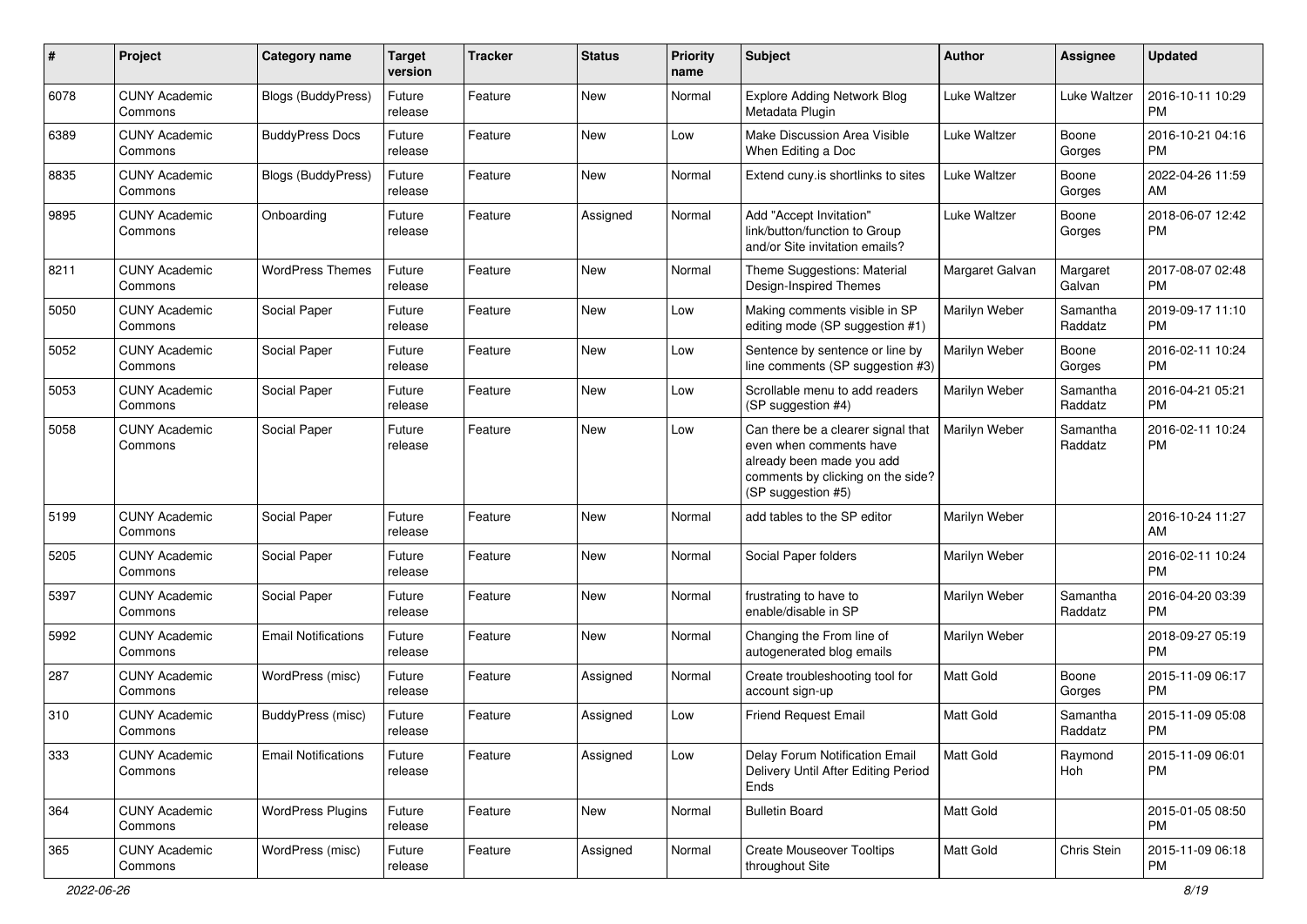| # | Project | Category name | Target version | Tracker | Status | Priority name | Subject | Author | Assignee | Updated |
|---|---|---|---|---|---|---|---|---|---|---|
| 6078 | CUNY Academic Commons | Blogs (BuddyPress) | Future release | Feature | New | Normal | Explore Adding Network Blog Metadata Plugin | Luke Waltzer | Luke Waltzer | 2016-10-11 10:29 PM |
| 6389 | CUNY Academic Commons | BuddyPress Docs | Future release | Feature | New | Low | Make Discussion Area Visible When Editing a Doc | Luke Waltzer | Boone Gorges | 2016-10-21 04:16 PM |
| 8835 | CUNY Academic Commons | Blogs (BuddyPress) | Future release | Feature | New | Normal | Extend cuny.is shortlinks to sites | Luke Waltzer | Boone Gorges | 2022-04-26 11:59 AM |
| 9895 | CUNY Academic Commons | Onboarding | Future release | Feature | Assigned | Normal | Add "Accept Invitation" link/button/function to Group and/or Site invitation emails? | Luke Waltzer | Boone Gorges | 2018-06-07 12:42 PM |
| 8211 | CUNY Academic Commons | WordPress Themes | Future release | Feature | New | Normal | Theme Suggestions: Material Design-Inspired Themes | Margaret Galvan | Margaret Galvan | 2017-08-07 02:48 PM |
| 5050 | CUNY Academic Commons | Social Paper | Future release | Feature | New | Low | Making comments visible in SP editing mode (SP suggestion #1) | Marilyn Weber | Samantha Raddatz | 2019-09-17 11:10 PM |
| 5052 | CUNY Academic Commons | Social Paper | Future release | Feature | New | Low | Sentence by sentence or line by line comments (SP suggestion #3) | Marilyn Weber | Boone Gorges | 2016-02-11 10:24 PM |
| 5053 | CUNY Academic Commons | Social Paper | Future release | Feature | New | Low | Scrollable menu to add readers (SP suggestion #4) | Marilyn Weber | Samantha Raddatz | 2016-04-21 05:21 PM |
| 5058 | CUNY Academic Commons | Social Paper | Future release | Feature | New | Low | Can there be a clearer signal that even when comments have already been made you add comments by clicking on the side? (SP suggestion #5) | Marilyn Weber | Samantha Raddatz | 2016-02-11 10:24 PM |
| 5199 | CUNY Academic Commons | Social Paper | Future release | Feature | New | Normal | add tables to the SP editor | Marilyn Weber | | 2016-10-24 11:27 AM |
| 5205 | CUNY Academic Commons | Social Paper | Future release | Feature | New | Normal | Social Paper folders | Marilyn Weber | | 2016-02-11 10:24 PM |
| 5397 | CUNY Academic Commons | Social Paper | Future release | Feature | New | Normal | frustrating to have to enable/disable in SP | Marilyn Weber | Samantha Raddatz | 2016-04-20 03:39 PM |
| 5992 | CUNY Academic Commons | Email Notifications | Future release | Feature | New | Normal | Changing the From line of autogenerated blog emails | Marilyn Weber | | 2018-09-27 05:19 PM |
| 287 | CUNY Academic Commons | WordPress (misc) | Future release | Feature | Assigned | Normal | Create troubleshooting tool for account sign-up | Matt Gold | Boone Gorges | 2015-11-09 06:17 PM |
| 310 | CUNY Academic Commons | BuddyPress (misc) | Future release | Feature | Assigned | Low | Friend Request Email | Matt Gold | Samantha Raddatz | 2015-11-09 05:08 PM |
| 333 | CUNY Academic Commons | Email Notifications | Future release | Feature | Assigned | Low | Delay Forum Notification Email Delivery Until After Editing Period Ends | Matt Gold | Raymond Hoh | 2015-11-09 06:01 PM |
| 364 | CUNY Academic Commons | WordPress Plugins | Future release | Feature | New | Normal | Bulletin Board | Matt Gold | | 2015-01-05 08:50 PM |
| 365 | CUNY Academic Commons | WordPress (misc) | Future release | Feature | Assigned | Normal | Create Mouseover Tooltips throughout Site | Matt Gold | Chris Stein | 2015-11-09 06:18 PM |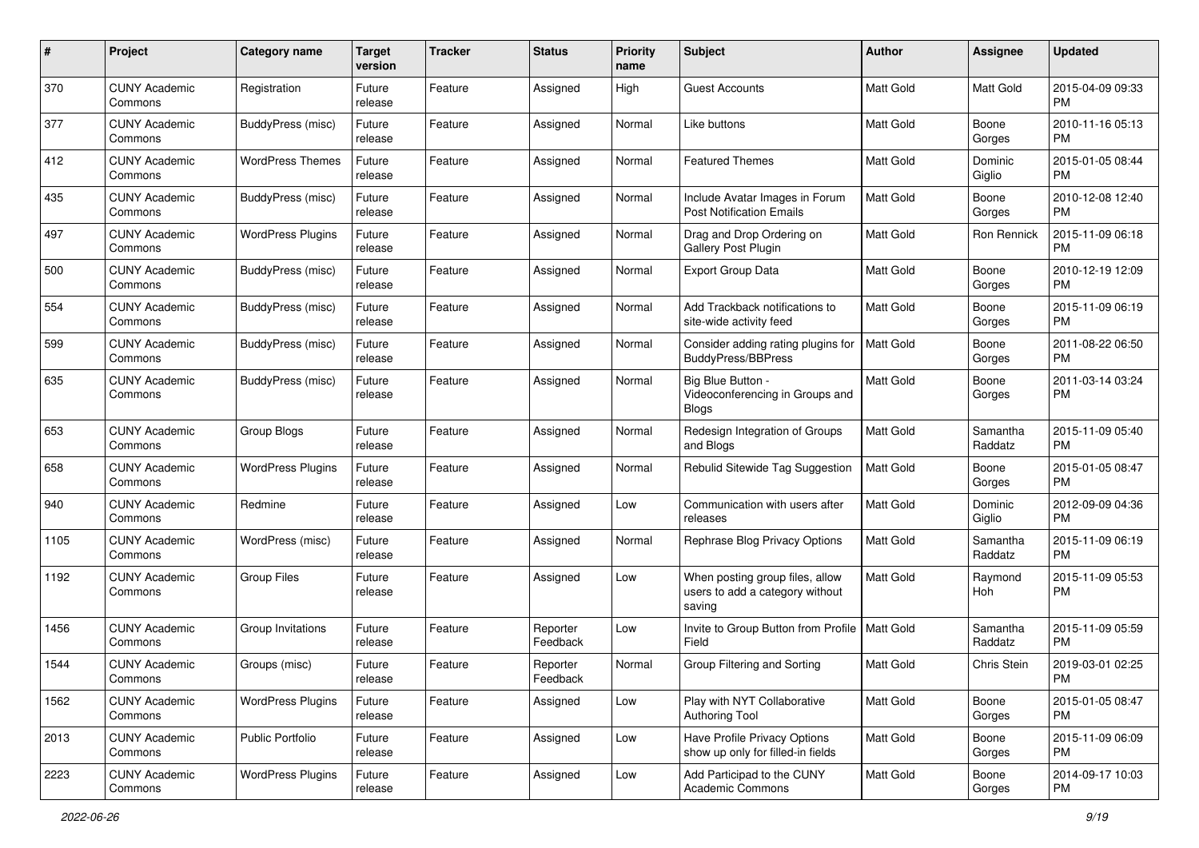| # | Project | Category name | Target version | Tracker | Status | Priority name | Subject | Author | Assignee | Updated |
|---|---|---|---|---|---|---|---|---|---|---|
| 370 | CUNY Academic Commons | Registration | Future release | Feature | Assigned | High | Guest Accounts | Matt Gold | Matt Gold | 2015-04-09 09:33 PM |
| 377 | CUNY Academic Commons | BuddyPress (misc) | Future release | Feature | Assigned | Normal | Like buttons | Matt Gold | Boone Gorges | 2010-11-16 05:13 PM |
| 412 | CUNY Academic Commons | WordPress Themes | Future release | Feature | Assigned | Normal | Featured Themes | Matt Gold | Dominic Giglio | 2015-01-05 08:44 PM |
| 435 | CUNY Academic Commons | BuddyPress (misc) | Future release | Feature | Assigned | Normal | Include Avatar Images in Forum Post Notification Emails | Matt Gold | Boone Gorges | 2010-12-08 12:40 PM |
| 497 | CUNY Academic Commons | WordPress Plugins | Future release | Feature | Assigned | Normal | Drag and Drop Ordering on Gallery Post Plugin | Matt Gold | Ron Rennick | 2015-11-09 06:18 PM |
| 500 | CUNY Academic Commons | BuddyPress (misc) | Future release | Feature | Assigned | Normal | Export Group Data | Matt Gold | Boone Gorges | 2010-12-19 12:09 PM |
| 554 | CUNY Academic Commons | BuddyPress (misc) | Future release | Feature | Assigned | Normal | Add Trackback notifications to site-wide activity feed | Matt Gold | Boone Gorges | 2015-11-09 06:19 PM |
| 599 | CUNY Academic Commons | BuddyPress (misc) | Future release | Feature | Assigned | Normal | Consider adding rating plugins for BuddyPress/BBPress | Matt Gold | Boone Gorges | 2011-08-22 06:50 PM |
| 635 | CUNY Academic Commons | BuddyPress (misc) | Future release | Feature | Assigned | Normal | Big Blue Button - Videoconferencing in Groups and Blogs | Matt Gold | Boone Gorges | 2011-03-14 03:24 PM |
| 653 | CUNY Academic Commons | Group Blogs | Future release | Feature | Assigned | Normal | Redesign Integration of Groups and Blogs | Matt Gold | Samantha Raddatz | 2015-11-09 05:40 PM |
| 658 | CUNY Academic Commons | WordPress Plugins | Future release | Feature | Assigned | Normal | Rebulid Sitewide Tag Suggestion | Matt Gold | Boone Gorges | 2015-01-05 08:47 PM |
| 940 | CUNY Academic Commons | Redmine | Future release | Feature | Assigned | Low | Communication with users after releases | Matt Gold | Dominic Giglio | 2012-09-09 04:36 PM |
| 1105 | CUNY Academic Commons | WordPress (misc) | Future release | Feature | Assigned | Normal | Rephrase Blog Privacy Options | Matt Gold | Samantha Raddatz | 2015-11-09 06:19 PM |
| 1192 | CUNY Academic Commons | Group Files | Future release | Feature | Assigned | Low | When posting group files, allow users to add a category without saving | Matt Gold | Raymond Hoh | 2015-11-09 05:53 PM |
| 1456 | CUNY Academic Commons | Group Invitations | Future release | Feature | Reporter Feedback | Low | Invite to Group Button from Profile Field | Matt Gold | Samantha Raddatz | 2015-11-09 05:59 PM |
| 1544 | CUNY Academic Commons | Groups (misc) | Future release | Feature | Reporter Feedback | Normal | Group Filtering and Sorting | Matt Gold | Chris Stein | 2019-03-01 02:25 PM |
| 1562 | CUNY Academic Commons | WordPress Plugins | Future release | Feature | Assigned | Low | Play with NYT Collaborative Authoring Tool | Matt Gold | Boone Gorges | 2015-01-05 08:47 PM |
| 2013 | CUNY Academic Commons | Public Portfolio | Future release | Feature | Assigned | Low | Have Profile Privacy Options show up only for filled-in fields | Matt Gold | Boone Gorges | 2015-11-09 06:09 PM |
| 2223 | CUNY Academic Commons | WordPress Plugins | Future release | Feature | Assigned | Low | Add Participad to the CUNY Academic Commons | Matt Gold | Boone Gorges | 2014-09-17 10:03 PM |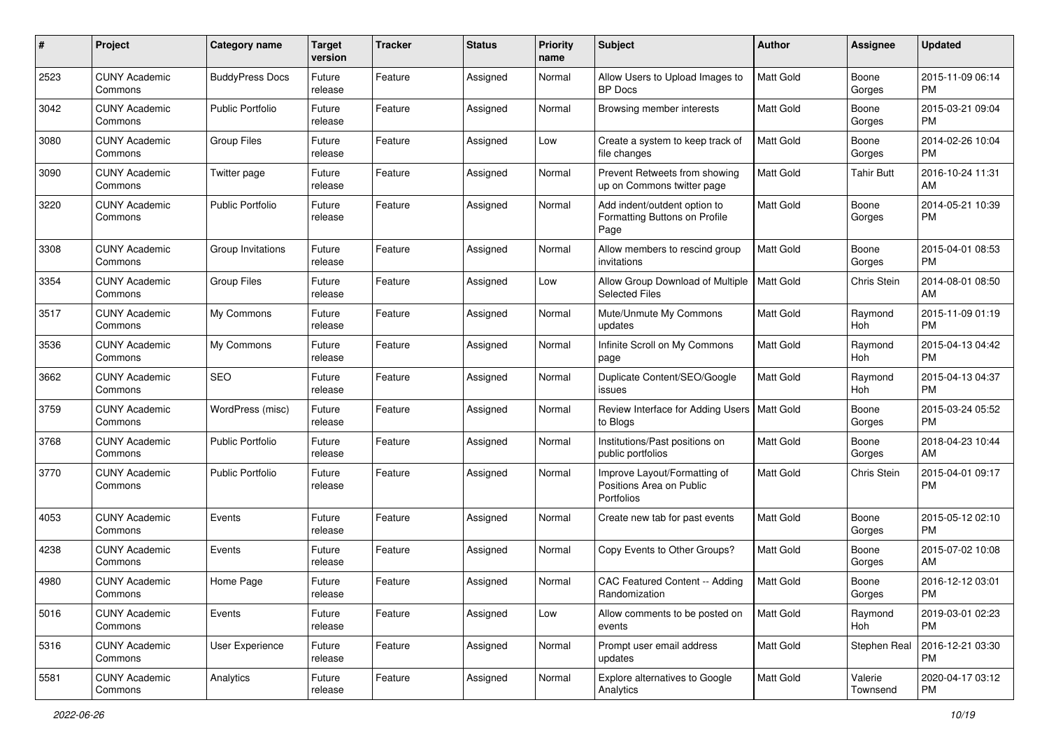| # | Project | Category name | Target version | Tracker | Status | Priority name | Subject | Author | Assignee | Updated |
|---|---|---|---|---|---|---|---|---|---|---|
| 2523 | CUNY Academic Commons | BuddyPress Docs | Future release | Feature | Assigned | Normal | Allow Users to Upload Images to BP Docs | Matt Gold | Boone Gorges | 2015-11-09 06:14 PM |
| 3042 | CUNY Academic Commons | Public Portfolio | Future release | Feature | Assigned | Normal | Browsing member interests | Matt Gold | Boone Gorges | 2015-03-21 09:04 PM |
| 3080 | CUNY Academic Commons | Group Files | Future release | Feature | Assigned | Low | Create a system to keep track of file changes | Matt Gold | Boone Gorges | 2014-02-26 10:04 PM |
| 3090 | CUNY Academic Commons | Twitter page | Future release | Feature | Assigned | Normal | Prevent Retweets from showing up on Commons twitter page | Matt Gold | Tahir Butt | 2016-10-24 11:31 AM |
| 3220 | CUNY Academic Commons | Public Portfolio | Future release | Feature | Assigned | Normal | Add indent/outdent option to Formatting Buttons on Profile Page | Matt Gold | Boone Gorges | 2014-05-21 10:39 PM |
| 3308 | CUNY Academic Commons | Group Invitations | Future release | Feature | Assigned | Normal | Allow members to rescind group invitations | Matt Gold | Boone Gorges | 2015-04-01 08:53 PM |
| 3354 | CUNY Academic Commons | Group Files | Future release | Feature | Assigned | Low | Allow Group Download of Multiple Selected Files | Matt Gold | Chris Stein | 2014-08-01 08:50 AM |
| 3517 | CUNY Academic Commons | My Commons | Future release | Feature | Assigned | Normal | Mute/Unmute My Commons updates | Matt Gold | Raymond Hoh | 2015-11-09 01:19 PM |
| 3536 | CUNY Academic Commons | My Commons | Future release | Feature | Assigned | Normal | Infinite Scroll on My Commons page | Matt Gold | Raymond Hoh | 2015-04-13 04:42 PM |
| 3662 | CUNY Academic Commons | SEO | Future release | Feature | Assigned | Normal | Duplicate Content/SEO/Google issues | Matt Gold | Raymond Hoh | 2015-04-13 04:37 PM |
| 3759 | CUNY Academic Commons | WordPress (misc) | Future release | Feature | Assigned | Normal | Review Interface for Adding Users to Blogs | Matt Gold | Boone Gorges | 2015-03-24 05:52 PM |
| 3768 | CUNY Academic Commons | Public Portfolio | Future release | Feature | Assigned | Normal | Institutions/Past positions on public portfolios | Matt Gold | Boone Gorges | 2018-04-23 10:44 AM |
| 3770 | CUNY Academic Commons | Public Portfolio | Future release | Feature | Assigned | Normal | Improve Layout/Formatting of Positions Area on Public Portfolios | Matt Gold | Chris Stein | 2015-04-01 09:17 PM |
| 4053 | CUNY Academic Commons | Events | Future release | Feature | Assigned | Normal | Create new tab for past events | Matt Gold | Boone Gorges | 2015-05-12 02:10 PM |
| 4238 | CUNY Academic Commons | Events | Future release | Feature | Assigned | Normal | Copy Events to Other Groups? | Matt Gold | Boone Gorges | 2015-07-02 10:08 AM |
| 4980 | CUNY Academic Commons | Home Page | Future release | Feature | Assigned | Normal | CAC Featured Content -- Adding Randomization | Matt Gold | Boone Gorges | 2016-12-12 03:01 PM |
| 5016 | CUNY Academic Commons | Events | Future release | Feature | Assigned | Low | Allow comments to be posted on events | Matt Gold | Raymond Hoh | 2019-03-01 02:23 PM |
| 5316 | CUNY Academic Commons | User Experience | Future release | Feature | Assigned | Normal | Prompt user email address updates | Matt Gold | Stephen Real | 2016-12-21 03:30 PM |
| 5581 | CUNY Academic Commons | Analytics | Future release | Feature | Assigned | Normal | Explore alternatives to Google Analytics | Matt Gold | Valerie Townsend | 2020-04-17 03:12 PM |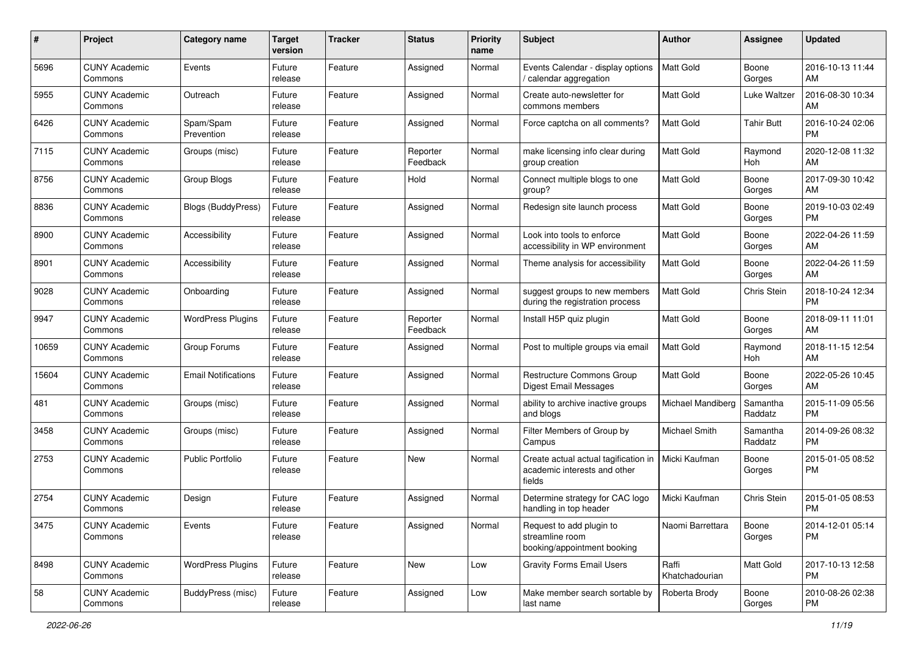| # | Project | Category name | Target version | Tracker | Status | Priority name | Subject | Author | Assignee | Updated |
|---|---|---|---|---|---|---|---|---|---|---|
| 5696 | CUNY Academic Commons | Events | Future release | Feature | Assigned | Normal | Events Calendar - display options / calendar aggregation | Matt Gold | Boone Gorges | 2016-10-13 11:44 AM |
| 5955 | CUNY Academic Commons | Outreach | Future release | Feature | Assigned | Normal | Create auto-newsletter for commons members | Matt Gold | Luke Waltzer | 2016-08-30 10:34 AM |
| 6426 | CUNY Academic Commons | Spam/Spam Prevention | Future release | Feature | Assigned | Normal | Force captcha on all comments? | Matt Gold | Tahir Butt | 2016-10-24 02:06 PM |
| 7115 | CUNY Academic Commons | Groups (misc) | Future release | Feature | Reporter Feedback | Normal | make licensing info clear during group creation | Matt Gold | Raymond Hoh | 2020-12-08 11:32 AM |
| 8756 | CUNY Academic Commons | Group Blogs | Future release | Feature | Hold | Normal | Connect multiple blogs to one group? | Matt Gold | Boone Gorges | 2017-09-30 10:42 AM |
| 8836 | CUNY Academic Commons | Blogs (BuddyPress) | Future release | Feature | Assigned | Normal | Redesign site launch process | Matt Gold | Boone Gorges | 2019-10-03 02:49 PM |
| 8900 | CUNY Academic Commons | Accessibility | Future release | Feature | Assigned | Normal | Look into tools to enforce accessibility in WP environment | Matt Gold | Boone Gorges | 2022-04-26 11:59 AM |
| 8901 | CUNY Academic Commons | Accessibility | Future release | Feature | Assigned | Normal | Theme analysis for accessibility | Matt Gold | Boone Gorges | 2022-04-26 11:59 AM |
| 9028 | CUNY Academic Commons | Onboarding | Future release | Feature | Assigned | Normal | suggest groups to new members during the registration process | Matt Gold | Chris Stein | 2018-10-24 12:34 PM |
| 9947 | CUNY Academic Commons | WordPress Plugins | Future release | Feature | Reporter Feedback | Normal | Install H5P quiz plugin | Matt Gold | Boone Gorges | 2018-09-11 11:01 AM |
| 10659 | CUNY Academic Commons | Group Forums | Future release | Feature | Assigned | Normal | Post to multiple groups via email | Matt Gold | Raymond Hoh | 2018-11-15 12:54 AM |
| 15604 | CUNY Academic Commons | Email Notifications | Future release | Feature | Assigned | Normal | Restructure Commons Group Digest Email Messages | Matt Gold | Boone Gorges | 2022-05-26 10:45 AM |
| 481 | CUNY Academic Commons | Groups (misc) | Future release | Feature | Assigned | Normal | ability to archive inactive groups and blogs | Michael Mandiberg | Samantha Raddatz | 2015-11-09 05:56 PM |
| 3458 | CUNY Academic Commons | Groups (misc) | Future release | Feature | Assigned | Normal | Filter Members of Group by Campus | Michael Smith | Samantha Raddatz | 2014-09-26 08:32 PM |
| 2753 | CUNY Academic Commons | Public Portfolio | Future release | Feature | New | Normal | Create actual actual tagification in academic interests and other fields | Micki Kaufman | Boone Gorges | 2015-01-05 08:52 PM |
| 2754 | CUNY Academic Commons | Design | Future release | Feature | Assigned | Normal | Determine strategy for CAC logo handling in top header | Micki Kaufman | Chris Stein | 2015-01-05 08:53 PM |
| 3475 | CUNY Academic Commons | Events | Future release | Feature | Assigned | Normal | Request to add plugin to streamline room booking/appointment booking | Naomi Barrettara | Boone Gorges | 2014-12-01 05:14 PM |
| 8498 | CUNY Academic Commons | WordPress Plugins | Future release | Feature | New | Low | Gravity Forms Email Users | Raffi Khatchadourian | Matt Gold | 2017-10-13 12:58 PM |
| 58 | CUNY Academic Commons | BuddyPress (misc) | Future release | Feature | Assigned | Low | Make member search sortable by last name | Roberta Brody | Boone Gorges | 2010-08-26 02:38 PM |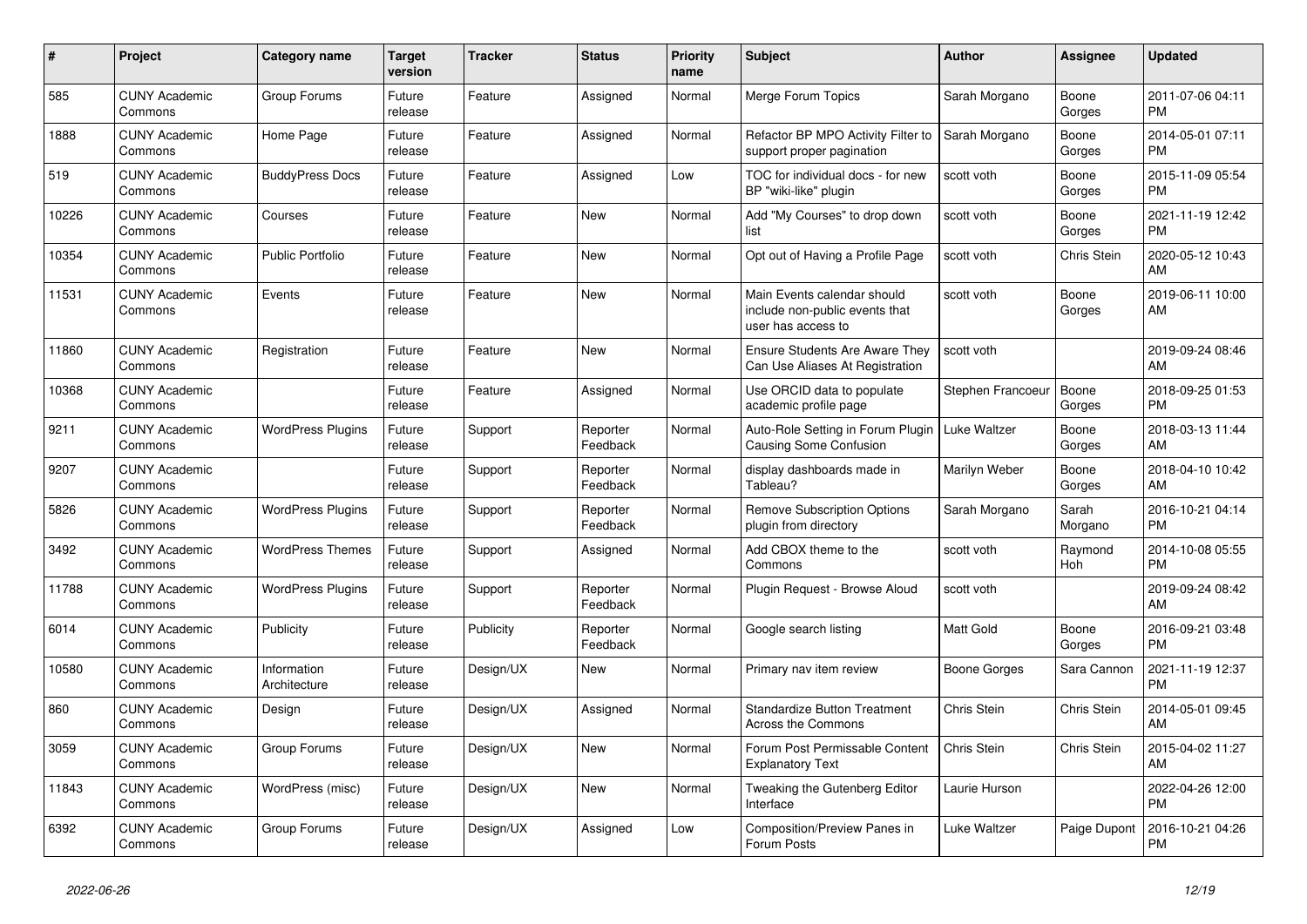| # | Project | Category name | Target version | Tracker | Status | Priority name | Subject | Author | Assignee | Updated |
|---|---|---|---|---|---|---|---|---|---|---|
| 585 | CUNY Academic Commons | Group Forums | Future release | Feature | Assigned | Normal | Merge Forum Topics | Sarah Morgano | Boone Gorges | 2011-07-06 04:11 PM |
| 1888 | CUNY Academic Commons | Home Page | Future release | Feature | Assigned | Normal | Refactor BP MPO Activity Filter to support proper pagination | Sarah Morgano | Boone Gorges | 2014-05-01 07:11 PM |
| 519 | CUNY Academic Commons | BuddyPress Docs | Future release | Feature | Assigned | Low | TOC for individual docs - for new BP "wiki-like" plugin | scott voth | Boone Gorges | 2015-11-09 05:54 PM |
| 10226 | CUNY Academic Commons | Courses | Future release | Feature | New | Normal | Add "My Courses" to drop down list | scott voth | Boone Gorges | 2021-11-19 12:42 PM |
| 10354 | CUNY Academic Commons | Public Portfolio | Future release | Feature | New | Normal | Opt out of Having a Profile Page | scott voth | Chris Stein | 2020-05-12 10:43 AM |
| 11531 | CUNY Academic Commons | Events | Future release | Feature | New | Normal | Main Events calendar should include non-public events that user has access to | scott voth | Boone Gorges | 2019-06-11 10:00 AM |
| 11860 | CUNY Academic Commons | Registration | Future release | Feature | New | Normal | Ensure Students Are Aware They Can Use Aliases At Registration | scott voth | | 2019-09-24 08:46 AM |
| 10368 | CUNY Academic Commons | | Future release | Feature | Assigned | Normal | Use ORCID data to populate academic profile page | Stephen Francoeur | Boone Gorges | 2018-09-25 01:53 PM |
| 9211 | CUNY Academic Commons | WordPress Plugins | Future release | Support | Reporter Feedback | Normal | Auto-Role Setting in Forum Plugin Causing Some Confusion | Luke Waltzer | Boone Gorges | 2018-03-13 11:44 AM |
| 9207 | CUNY Academic Commons | | Future release | Support | Reporter Feedback | Normal | display dashboards made in Tableau? | Marilyn Weber | Boone Gorges | 2018-04-10 10:42 AM |
| 5826 | CUNY Academic Commons | WordPress Plugins | Future release | Support | Reporter Feedback | Normal | Remove Subscription Options plugin from directory | Sarah Morgano | Sarah Morgano | 2016-10-21 04:14 PM |
| 3492 | CUNY Academic Commons | WordPress Themes | Future release | Support | Assigned | Normal | Add CBOX theme to the Commons | scott voth | Raymond Hoh | 2014-10-08 05:55 PM |
| 11788 | CUNY Academic Commons | WordPress Plugins | Future release | Support | Reporter Feedback | Normal | Plugin Request - Browse Aloud | scott voth | | 2019-09-24 08:42 AM |
| 6014 | CUNY Academic Commons | Publicity | Future release | Publicity | Reporter Feedback | Normal | Google search listing | Matt Gold | Boone Gorges | 2016-09-21 03:48 PM |
| 10580 | CUNY Academic Commons | Information Architecture | Future release | Design/UX | New | Normal | Primary nav item review | Boone Gorges | Sara Cannon | 2021-11-19 12:37 PM |
| 860 | CUNY Academic Commons | Design | Future release | Design/UX | Assigned | Normal | Standardize Button Treatment Across the Commons | Chris Stein | Chris Stein | 2014-05-01 09:45 AM |
| 3059 | CUNY Academic Commons | Group Forums | Future release | Design/UX | New | Normal | Forum Post Permissable Content Explanatory Text | Chris Stein | Chris Stein | 2015-04-02 11:27 AM |
| 11843 | CUNY Academic Commons | WordPress (misc) | Future release | Design/UX | New | Normal | Tweaking the Gutenberg Editor Interface | Laurie Hurson | | 2022-04-26 12:00 PM |
| 6392 | CUNY Academic Commons | Group Forums | Future release | Design/UX | Assigned | Low | Composition/Preview Panes in Forum Posts | Luke Waltzer | Paige Dupont | 2016-10-21 04:26 PM |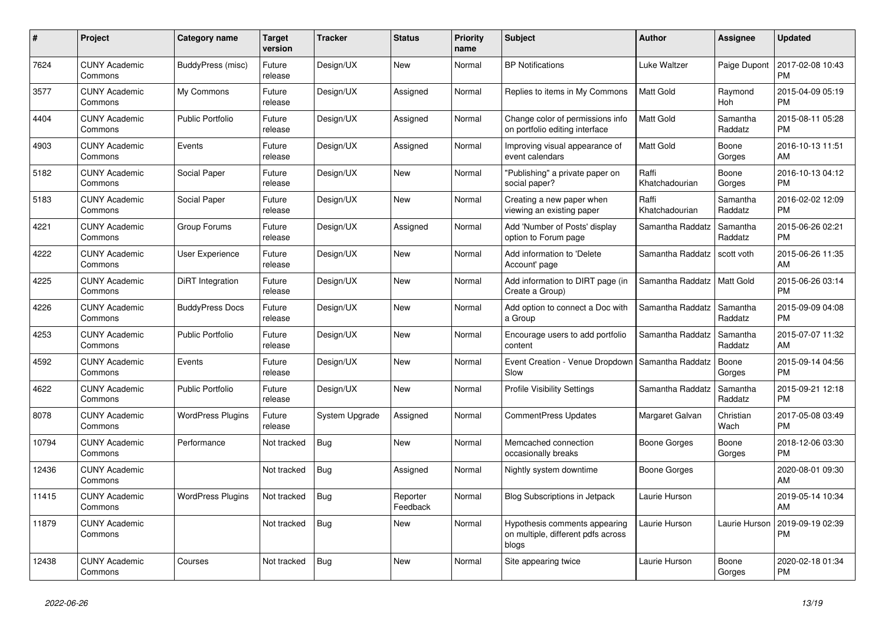| # | Project | Category name | Target version | Tracker | Status | Priority name | Subject | Author | Assignee | Updated |
|---|---|---|---|---|---|---|---|---|---|---|
| 7624 | CUNY Academic Commons | BuddyPress (misc) | Future release | Design/UX | New | Normal | BP Notifications | Luke Waltzer | Paige Dupont | 2017-02-08 10:43 PM |
| 3577 | CUNY Academic Commons | My Commons | Future release | Design/UX | Assigned | Normal | Replies to items in My Commons | Matt Gold | Raymond Hoh | 2015-04-09 05:19 PM |
| 4404 | CUNY Academic Commons | Public Portfolio | Future release | Design/UX | Assigned | Normal | Change color of permissions info on portfolio editing interface | Matt Gold | Samantha Raddatz | 2015-08-11 05:28 PM |
| 4903 | CUNY Academic Commons | Events | Future release | Design/UX | Assigned | Normal | Improving visual appearance of event calendars | Matt Gold | Boone Gorges | 2016-10-13 11:51 AM |
| 5182 | CUNY Academic Commons | Social Paper | Future release | Design/UX | New | Normal | "Publishing" a private paper on social paper? | Raffi Khatchadourian | Boone Gorges | 2016-10-13 04:12 PM |
| 5183 | CUNY Academic Commons | Social Paper | Future release | Design/UX | New | Normal | Creating a new paper when viewing an existing paper | Raffi Khatchadourian | Samantha Raddatz | 2016-02-02 12:09 PM |
| 4221 | CUNY Academic Commons | Group Forums | Future release | Design/UX | Assigned | Normal | Add 'Number of Posts' display option to Forum page | Samantha Raddatz | Samantha Raddatz | 2015-06-26 02:21 PM |
| 4222 | CUNY Academic Commons | User Experience | Future release | Design/UX | New | Normal | Add information to 'Delete Account' page | Samantha Raddatz | scott voth | 2015-06-26 11:35 AM |
| 4225 | CUNY Academic Commons | DiRT Integration | Future release | Design/UX | New | Normal | Add information to DIRT page (in Create a Group) | Samantha Raddatz | Matt Gold | 2015-06-26 03:14 PM |
| 4226 | CUNY Academic Commons | BuddyPress Docs | Future release | Design/UX | New | Normal | Add option to connect a Doc with a Group | Samantha Raddatz | Samantha Raddatz | 2015-09-09 04:08 PM |
| 4253 | CUNY Academic Commons | Public Portfolio | Future release | Design/UX | New | Normal | Encourage users to add portfolio content | Samantha Raddatz | Samantha Raddatz | 2015-07-07 11:32 AM |
| 4592 | CUNY Academic Commons | Events | Future release | Design/UX | New | Normal | Event Creation - Venue Dropdown Slow | Samantha Raddatz | Boone Gorges | 2015-09-14 04:56 PM |
| 4622 | CUNY Academic Commons | Public Portfolio | Future release | Design/UX | New | Normal | Profile Visibility Settings | Samantha Raddatz | Samantha Raddatz | 2015-09-21 12:18 PM |
| 8078 | CUNY Academic Commons | WordPress Plugins | Future release | System Upgrade | Assigned | Normal | CommentPress Updates | Margaret Galvan | Christian Wach | 2017-05-08 03:49 PM |
| 10794 | CUNY Academic Commons | Performance | Not tracked | Bug | New | Normal | Memcached connection occasionally breaks | Boone Gorges | Boone Gorges | 2018-12-06 03:30 PM |
| 12436 | CUNY Academic Commons | | Not tracked | Bug | Assigned | Normal | Nightly system downtime | Boone Gorges | | 2020-08-01 09:30 AM |
| 11415 | CUNY Academic Commons | WordPress Plugins | Not tracked | Bug | Reporter Feedback | Normal | Blog Subscriptions in Jetpack | Laurie Hurson | | 2019-05-14 10:34 AM |
| 11879 | CUNY Academic Commons | | Not tracked | Bug | New | Normal | Hypothesis comments appearing on multiple, different pdfs across blogs | Laurie Hurson | Laurie Hurson | 2019-09-19 02:39 PM |
| 12438 | CUNY Academic Commons | Courses | Not tracked | Bug | New | Normal | Site appearing twice | Laurie Hurson | Boone Gorges | 2020-02-18 01:34 PM |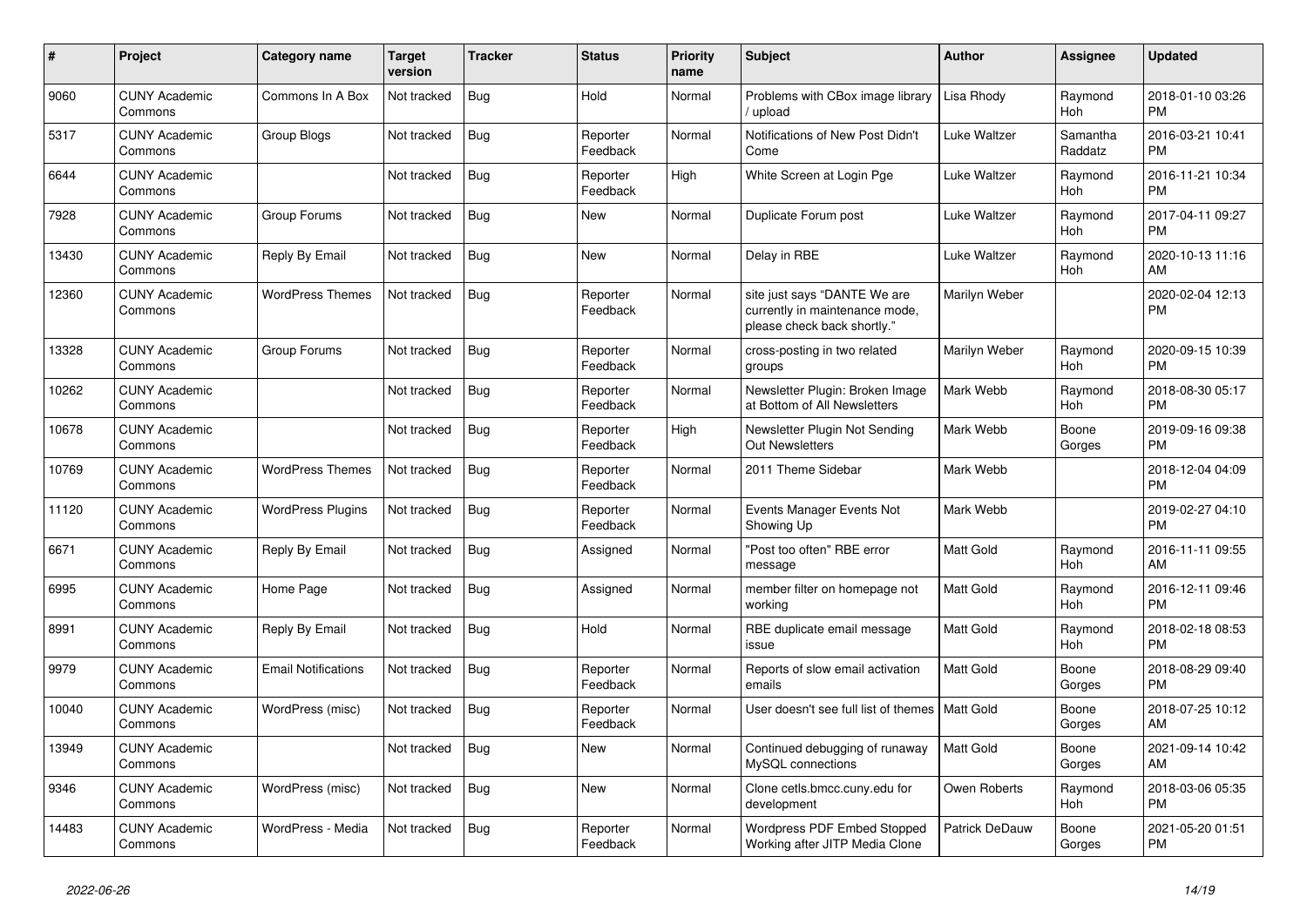| # | Project | Category name | Target version | Tracker | Status | Priority name | Subject | Author | Assignee | Updated |
|---|---|---|---|---|---|---|---|---|---|---|
| 9060 | CUNY Academic Commons | Commons In A Box | Not tracked | Bug | Hold | Normal | Problems with CBox image library / upload | Lisa Rhody | Raymond Hoh | 2018-01-10 03:26 PM |
| 5317 | CUNY Academic Commons | Group Blogs | Not tracked | Bug | Reporter Feedback | Normal | Notifications of New Post Didn't Come | Luke Waltzer | Samantha Raddatz | 2016-03-21 10:41 PM |
| 6644 | CUNY Academic Commons | | Not tracked | Bug | Reporter Feedback | High | White Screen at Login Pge | Luke Waltzer | Raymond Hoh | 2016-11-21 10:34 PM |
| 7928 | CUNY Academic Commons | Group Forums | Not tracked | Bug | New | Normal | Duplicate Forum post | Luke Waltzer | Raymond Hoh | 2017-04-11 09:27 PM |
| 13430 | CUNY Academic Commons | Reply By Email | Not tracked | Bug | New | Normal | Delay in RBE | Luke Waltzer | Raymond Hoh | 2020-10-13 11:16 AM |
| 12360 | CUNY Academic Commons | WordPress Themes | Not tracked | Bug | Reporter Feedback | Normal | site just says "DANTE We are currently in maintenance mode, please check back shortly." | Marilyn Weber | | 2020-02-04 12:13 PM |
| 13328 | CUNY Academic Commons | Group Forums | Not tracked | Bug | Reporter Feedback | Normal | cross-posting in two related groups | Marilyn Weber | Raymond Hoh | 2020-09-15 10:39 PM |
| 10262 | CUNY Academic Commons | | Not tracked | Bug | Reporter Feedback | Normal | Newsletter Plugin: Broken Image at Bottom of All Newsletters | Mark Webb | Raymond Hoh | 2018-08-30 05:17 PM |
| 10678 | CUNY Academic Commons | | Not tracked | Bug | Reporter Feedback | High | Newsletter Plugin Not Sending Out Newsletters | Mark Webb | Boone Gorges | 2019-09-16 09:38 PM |
| 10769 | CUNY Academic Commons | WordPress Themes | Not tracked | Bug | Reporter Feedback | Normal | 2011 Theme Sidebar | Mark Webb | | 2018-12-04 04:09 PM |
| 11120 | CUNY Academic Commons | WordPress Plugins | Not tracked | Bug | Reporter Feedback | Normal | Events Manager Events Not Showing Up | Mark Webb | | 2019-02-27 04:10 PM |
| 6671 | CUNY Academic Commons | Reply By Email | Not tracked | Bug | Assigned | Normal | "Post too often" RBE error message | Matt Gold | Raymond Hoh | 2016-11-11 09:55 AM |
| 6995 | CUNY Academic Commons | Home Page | Not tracked | Bug | Assigned | Normal | member filter on homepage not working | Matt Gold | Raymond Hoh | 2016-12-11 09:46 PM |
| 8991 | CUNY Academic Commons | Reply By Email | Not tracked | Bug | Hold | Normal | RBE duplicate email message issue | Matt Gold | Raymond Hoh | 2018-02-18 08:53 PM |
| 9979 | CUNY Academic Commons | Email Notifications | Not tracked | Bug | Reporter Feedback | Normal | Reports of slow email activation emails | Matt Gold | Boone Gorges | 2018-08-29 09:40 PM |
| 10040 | CUNY Academic Commons | WordPress (misc) | Not tracked | Bug | Reporter Feedback | Normal | User doesn't see full list of themes | Matt Gold | Boone Gorges | 2018-07-25 10:12 AM |
| 13949 | CUNY Academic Commons | | Not tracked | Bug | New | Normal | Continued debugging of runaway MySQL connections | Matt Gold | Boone Gorges | 2021-09-14 10:42 AM |
| 9346 | CUNY Academic Commons | WordPress (misc) | Not tracked | Bug | New | Normal | Clone cetls.bmcc.cuny.edu for development | Owen Roberts | Raymond Hoh | 2018-03-06 05:35 PM |
| 14483 | CUNY Academic Commons | WordPress - Media | Not tracked | Bug | Reporter Feedback | Normal | Wordpress PDF Embed Stopped Working after JITP Media Clone | Patrick DeDauw | Boone Gorges | 2021-05-20 01:51 PM |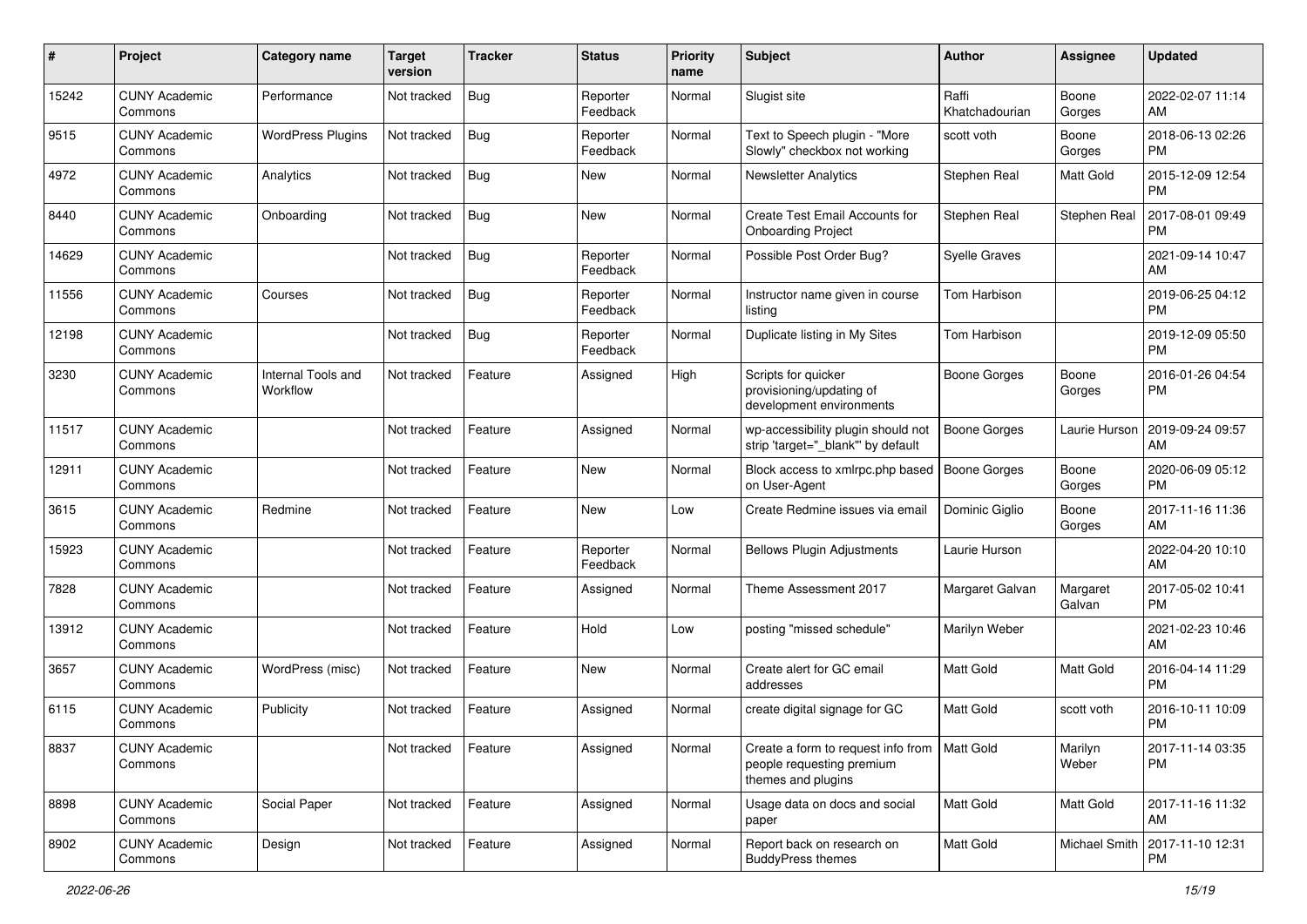| # | Project | Category name | Target version | Tracker | Status | Priority name | Subject | Author | Assignee | Updated |
|---|---|---|---|---|---|---|---|---|---|---|
| 15242 | CUNY Academic Commons | Performance | Not tracked | Bug | Reporter Feedback | Normal | Slugist site | Raffi Khatchadourian | Boone Gorges | 2022-02-07 11:14 AM |
| 9515 | CUNY Academic Commons | WordPress Plugins | Not tracked | Bug | Reporter Feedback | Normal | Text to Speech plugin - "More Slowly" checkbox not working | scott voth | Boone Gorges | 2018-06-13 02:26 PM |
| 4972 | CUNY Academic Commons | Analytics | Not tracked | Bug | New | Normal | Newsletter Analytics | Stephen Real | Matt Gold | 2015-12-09 12:54 PM |
| 8440 | CUNY Academic Commons | Onboarding | Not tracked | Bug | New | Normal | Create Test Email Accounts for Onboarding Project | Stephen Real | Stephen Real | 2017-08-01 09:49 PM |
| 14629 | CUNY Academic Commons | | Not tracked | Bug | Reporter Feedback | Normal | Possible Post Order Bug? | Syelle Graves | | 2021-09-14 10:47 AM |
| 11556 | CUNY Academic Commons | Courses | Not tracked | Bug | Reporter Feedback | Normal | Instructor name given in course listing | Tom Harbison | | 2019-06-25 04:12 PM |
| 12198 | CUNY Academic Commons | | Not tracked | Bug | Reporter Feedback | Normal | Duplicate listing in My Sites | Tom Harbison | | 2019-12-09 05:50 PM |
| 3230 | CUNY Academic Commons | Internal Tools and Workflow | Not tracked | Feature | Assigned | High | Scripts for quicker provisioning/updating of development environments | Boone Gorges | Boone Gorges | 2016-01-26 04:54 PM |
| 11517 | CUNY Academic Commons | | Not tracked | Feature | Assigned | Normal | wp-accessibility plugin should not strip 'target="_blank"' by default | Boone Gorges | Laurie Hurson | 2019-09-24 09:57 AM |
| 12911 | CUNY Academic Commons | | Not tracked | Feature | New | Normal | Block access to xmlrpc.php based on User-Agent | Boone Gorges | Boone Gorges | 2020-06-09 05:12 PM |
| 3615 | CUNY Academic Commons | Redmine | Not tracked | Feature | New | Low | Create Redmine issues via email | Dominic Giglio | Boone Gorges | 2017-11-16 11:36 AM |
| 15923 | CUNY Academic Commons | | Not tracked | Feature | Reporter Feedback | Normal | Bellows Plugin Adjustments | Laurie Hurson | | 2022-04-20 10:10 AM |
| 7828 | CUNY Academic Commons | | Not tracked | Feature | Assigned | Normal | Theme Assessment 2017 | Margaret Galvan | Margaret Galvan | 2017-05-02 10:41 PM |
| 13912 | CUNY Academic Commons | | Not tracked | Feature | Hold | Low | posting "missed schedule" | Marilyn Weber | | 2021-02-23 10:46 AM |
| 3657 | CUNY Academic Commons | WordPress (misc) | Not tracked | Feature | New | Normal | Create alert for GC email addresses | Matt Gold | Matt Gold | 2016-04-14 11:29 PM |
| 6115 | CUNY Academic Commons | Publicity | Not tracked | Feature | Assigned | Normal | create digital signage for GC | Matt Gold | scott voth | 2016-10-11 10:09 PM |
| 8837 | CUNY Academic Commons | | Not tracked | Feature | Assigned | Normal | Create a form to request info from people requesting premium themes and plugins | Matt Gold | Marilyn Weber | 2017-11-14 03:35 PM |
| 8898 | CUNY Academic Commons | Social Paper | Not tracked | Feature | Assigned | Normal | Usage data on docs and social paper | Matt Gold | Matt Gold | 2017-11-16 11:32 AM |
| 8902 | CUNY Academic Commons | Design | Not tracked | Feature | Assigned | Normal | Report back on research on BuddyPress themes | Matt Gold | Michael Smith | 2017-11-10 12:31 PM |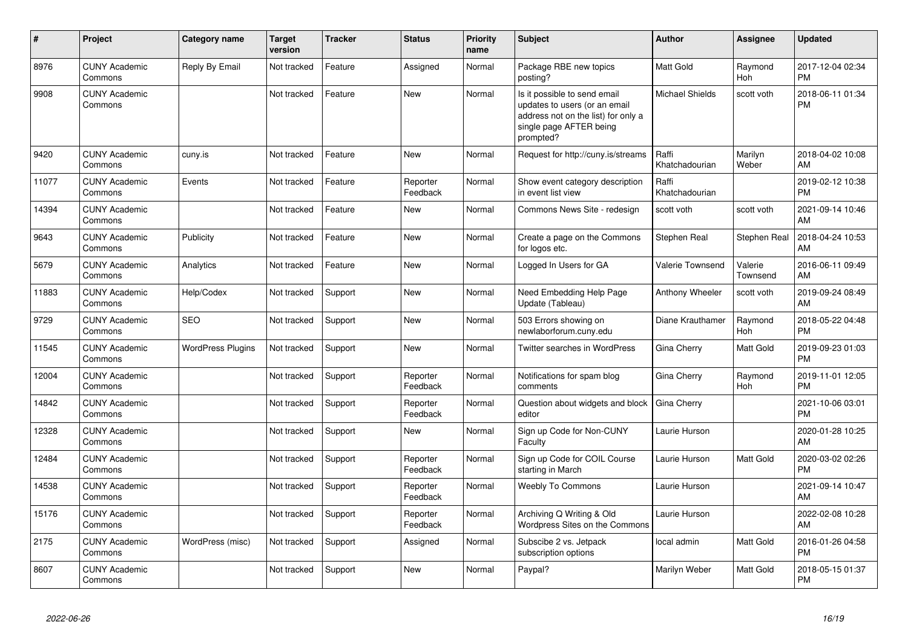| # | Project | Category name | Target version | Tracker | Status | Priority name | Subject | Author | Assignee | Updated |
|---|---|---|---|---|---|---|---|---|---|---|
| 8976 | CUNY Academic Commons | Reply By Email | Not tracked | Feature | Assigned | Normal | Package RBE new topics posting? | Matt Gold | Raymond Hoh | 2017-12-04 02:34 PM |
| 9908 | CUNY Academic Commons | | Not tracked | Feature | New | Normal | Is it possible to send email updates to users (or an email address not on the list) for only a single page AFTER being prompted? | Michael Shields | scott voth | 2018-06-11 01:34 PM |
| 9420 | CUNY Academic Commons | cuny.is | Not tracked | Feature | New | Normal | Request for http://cuny.is/streams | Raffi Khatchadourian | Marilyn Weber | 2018-04-02 10:08 AM |
| 11077 | CUNY Academic Commons | Events | Not tracked | Feature | Reporter Feedback | Normal | Show event category description in event list view | Raffi Khatchadourian | | 2019-02-12 10:38 PM |
| 14394 | CUNY Academic Commons | | Not tracked | Feature | New | Normal | Commons News Site - redesign | scott voth | scott voth | 2021-09-14 10:46 AM |
| 9643 | CUNY Academic Commons | Publicity | Not tracked | Feature | New | Normal | Create a page on the Commons for logos etc. | Stephen Real | Stephen Real | 2018-04-24 10:53 AM |
| 5679 | CUNY Academic Commons | Analytics | Not tracked | Feature | New | Normal | Logged In Users for GA | Valerie Townsend | Valerie Townsend | 2016-06-11 09:49 AM |
| 11883 | CUNY Academic Commons | Help/Codex | Not tracked | Support | New | Normal | Need Embedding Help Page Update (Tableau) | Anthony Wheeler | scott voth | 2019-09-24 08:49 AM |
| 9729 | CUNY Academic Commons | SEO | Not tracked | Support | New | Normal | 503 Errors showing on newlaborforum.cuny.edu | Diane Krauthamer | Raymond Hoh | 2018-05-22 04:48 PM |
| 11545 | CUNY Academic Commons | WordPress Plugins | Not tracked | Support | New | Normal | Twitter searches in WordPress | Gina Cherry | Matt Gold | 2019-09-23 01:03 PM |
| 12004 | CUNY Academic Commons | | Not tracked | Support | Reporter Feedback | Normal | Notifications for spam blog comments | Gina Cherry | Raymond Hoh | 2019-11-01 12:05 PM |
| 14842 | CUNY Academic Commons | | Not tracked | Support | Reporter Feedback | Normal | Question about widgets and block editor | Gina Cherry | | 2021-10-06 03:01 PM |
| 12328 | CUNY Academic Commons | | Not tracked | Support | New | Normal | Sign up Code for Non-CUNY Faculty | Laurie Hurson | | 2020-01-28 10:25 AM |
| 12484 | CUNY Academic Commons | | Not tracked | Support | Reporter Feedback | Normal | Sign up Code for COIL Course starting in March | Laurie Hurson | Matt Gold | 2020-03-02 02:26 PM |
| 14538 | CUNY Academic Commons | | Not tracked | Support | Reporter Feedback | Normal | Weebly To Commons | Laurie Hurson | | 2021-09-14 10:47 AM |
| 15176 | CUNY Academic Commons | | Not tracked | Support | Reporter Feedback | Normal | Archiving Q Writing & Old Wordpress Sites on the Commons | Laurie Hurson | | 2022-02-08 10:28 AM |
| 2175 | CUNY Academic Commons | WordPress (misc) | Not tracked | Support | Assigned | Normal | Subscibe 2 vs. Jetpack subscription options | local admin | Matt Gold | 2016-01-26 04:58 PM |
| 8607 | CUNY Academic Commons | | Not tracked | Support | New | Normal | Paypal? | Marilyn Weber | Matt Gold | 2018-05-15 01:37 PM |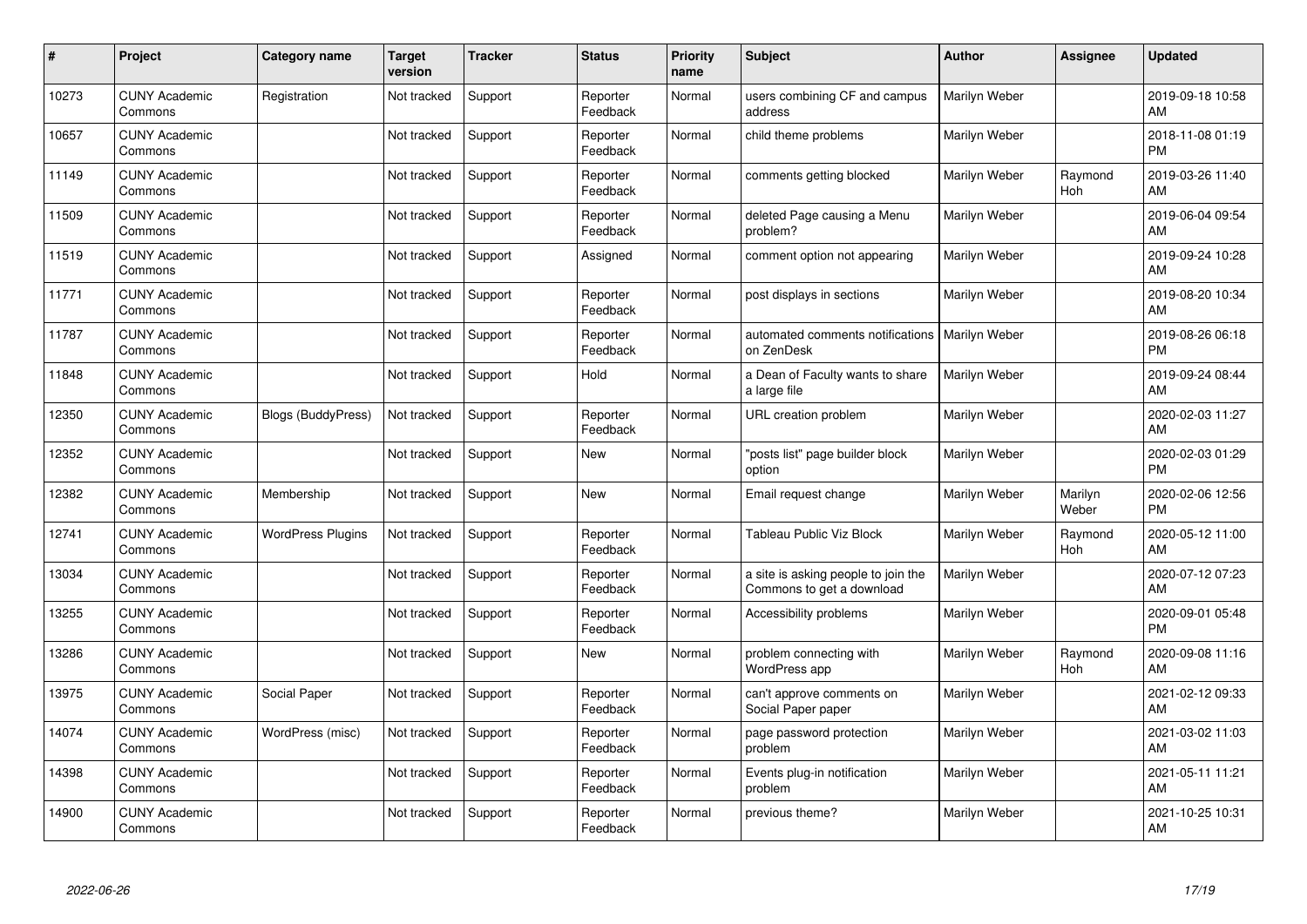| # | Project | Category name | Target version | Tracker | Status | Priority name | Subject | Author | Assignee | Updated |
|---|---|---|---|---|---|---|---|---|---|---|
| 10273 | CUNY Academic Commons | Registration | Not tracked | Support | Reporter Feedback | Normal | users combining CF and campus address | Marilyn Weber | | 2019-09-18 10:58 AM |
| 10657 | CUNY Academic Commons | | Not tracked | Support | Reporter Feedback | Normal | child theme problems | Marilyn Weber | | 2018-11-08 01:19 PM |
| 11149 | CUNY Academic Commons | | Not tracked | Support | Reporter Feedback | Normal | comments getting blocked | Marilyn Weber | Raymond Hoh | 2019-03-26 11:40 AM |
| 11509 | CUNY Academic Commons | | Not tracked | Support | Reporter Feedback | Normal | deleted Page causing a Menu problem? | Marilyn Weber | | 2019-06-04 09:54 AM |
| 11519 | CUNY Academic Commons | | Not tracked | Support | Assigned | Normal | comment option not appearing | Marilyn Weber | | 2019-09-24 10:28 AM |
| 11771 | CUNY Academic Commons | | Not tracked | Support | Reporter Feedback | Normal | post displays in sections | Marilyn Weber | | 2019-08-20 10:34 AM |
| 11787 | CUNY Academic Commons | | Not tracked | Support | Reporter Feedback | Normal | automated comments notifications on ZenDesk | Marilyn Weber | | 2019-08-26 06:18 PM |
| 11848 | CUNY Academic Commons | | Not tracked | Support | Hold | Normal | a Dean of Faculty wants to share a large file | Marilyn Weber | | 2019-09-24 08:44 AM |
| 12350 | CUNY Academic Commons | Blogs (BuddyPress) | Not tracked | Support | Reporter Feedback | Normal | URL creation problem | Marilyn Weber | | 2020-02-03 11:27 AM |
| 12352 | CUNY Academic Commons | | Not tracked | Support | New | Normal | "posts list" page builder block option | Marilyn Weber | | 2020-02-03 01:29 PM |
| 12382 | CUNY Academic Commons | Membership | Not tracked | Support | New | Normal | Email request change | Marilyn Weber | Marilyn Weber | 2020-02-06 12:56 PM |
| 12741 | CUNY Academic Commons | WordPress Plugins | Not tracked | Support | Reporter Feedback | Normal | Tableau Public Viz Block | Marilyn Weber | Raymond Hoh | 2020-05-12 11:00 AM |
| 13034 | CUNY Academic Commons | | Not tracked | Support | Reporter Feedback | Normal | a site is asking people to join the Commons to get a download | Marilyn Weber | | 2020-07-12 07:23 AM |
| 13255 | CUNY Academic Commons | | Not tracked | Support | Reporter Feedback | Normal | Accessibility problems | Marilyn Weber | | 2020-09-01 05:48 PM |
| 13286 | CUNY Academic Commons | | Not tracked | Support | New | Normal | problem connecting with WordPress app | Marilyn Weber | Raymond Hoh | 2020-09-08 11:16 AM |
| 13975 | CUNY Academic Commons | Social Paper | Not tracked | Support | Reporter Feedback | Normal | can't approve comments on Social Paper paper | Marilyn Weber | | 2021-02-12 09:33 AM |
| 14074 | CUNY Academic Commons | WordPress (misc) | Not tracked | Support | Reporter Feedback | Normal | page password protection problem | Marilyn Weber | | 2021-03-02 11:03 AM |
| 14398 | CUNY Academic Commons | | Not tracked | Support | Reporter Feedback | Normal | Events plug-in notification problem | Marilyn Weber | | 2021-05-11 11:21 AM |
| 14900 | CUNY Academic Commons | | Not tracked | Support | Reporter Feedback | Normal | previous theme? | Marilyn Weber | | 2021-10-25 10:31 AM |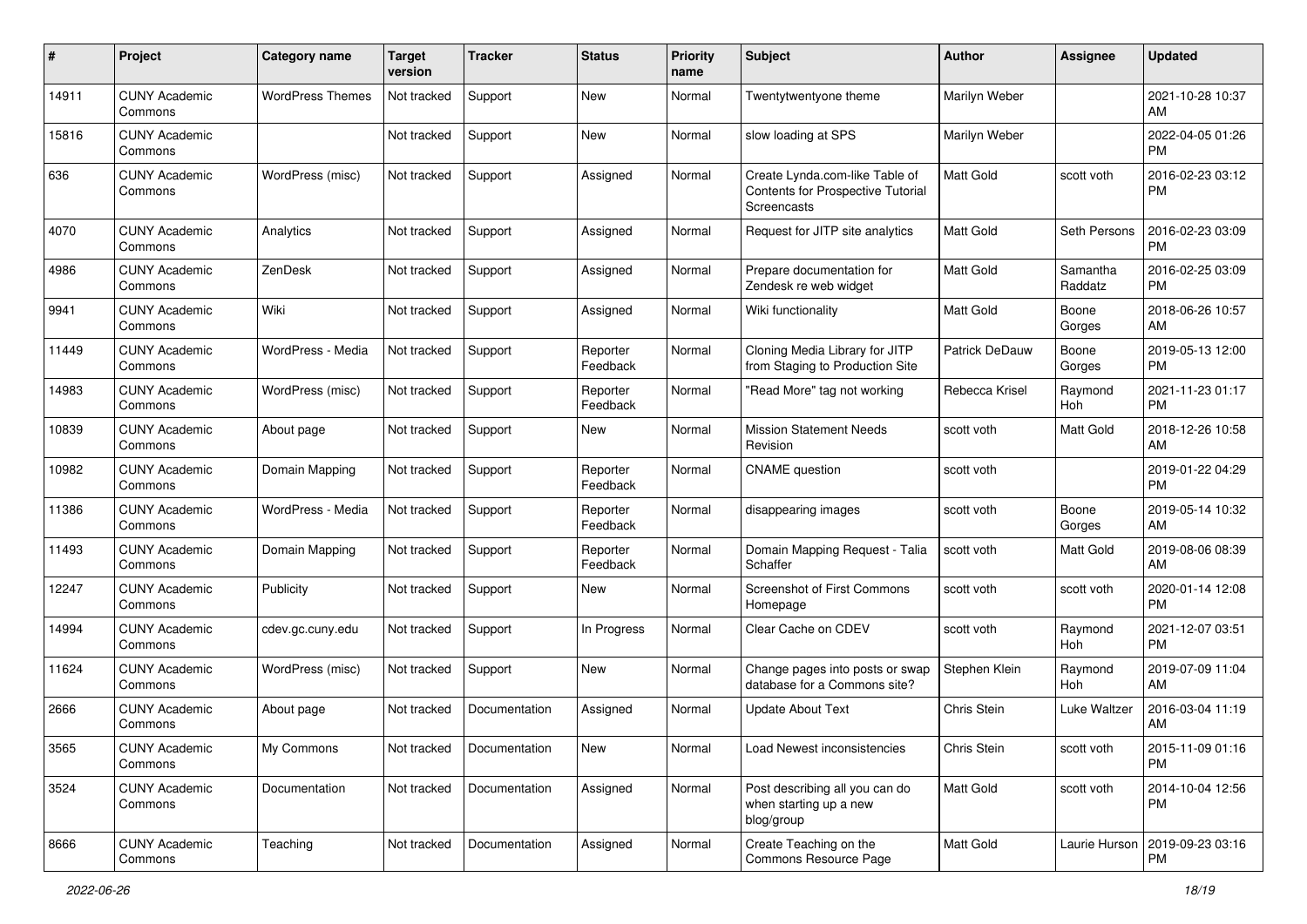| # | Project | Category name | Target version | Tracker | Status | Priority name | Subject | Author | Assignee | Updated |
|---|---|---|---|---|---|---|---|---|---|---|
| 14911 | CUNY Academic Commons | WordPress Themes | Not tracked | Support | New | Normal | Twentytwentyone theme | Marilyn Weber | | 2021-10-28 10:37 AM |
| 15816 | CUNY Academic Commons | | Not tracked | Support | New | Normal | slow loading at SPS | Marilyn Weber | | 2022-04-05 01:26 PM |
| 636 | CUNY Academic Commons | WordPress (misc) | Not tracked | Support | Assigned | Normal | Create Lynda.com-like Table of Contents for Prospective Tutorial Screencasts | Matt Gold | scott voth | 2016-02-23 03:12 PM |
| 4070 | CUNY Academic Commons | Analytics | Not tracked | Support | Assigned | Normal | Request for JITP site analytics | Matt Gold | Seth Persons | 2016-02-23 03:09 PM |
| 4986 | CUNY Academic Commons | ZenDesk | Not tracked | Support | Assigned | Normal | Prepare documentation for Zendesk re web widget | Matt Gold | Samantha Raddatz | 2016-02-25 03:09 PM |
| 9941 | CUNY Academic Commons | Wiki | Not tracked | Support | Assigned | Normal | Wiki functionality | Matt Gold | Boone Gorges | 2018-06-26 10:57 AM |
| 11449 | CUNY Academic Commons | WordPress - Media | Not tracked | Support | Reporter Feedback | Normal | Cloning Media Library for JITP from Staging to Production Site | Patrick DeDauw | Boone Gorges | 2019-05-13 12:00 PM |
| 14983 | CUNY Academic Commons | WordPress (misc) | Not tracked | Support | Reporter Feedback | Normal | "Read More" tag not working | Rebecca Krisel | Raymond Hoh | 2021-11-23 01:17 PM |
| 10839 | CUNY Academic Commons | About page | Not tracked | Support | New | Normal | Mission Statement Needs Revision | scott voth | Matt Gold | 2018-12-26 10:58 AM |
| 10982 | CUNY Academic Commons | Domain Mapping | Not tracked | Support | Reporter Feedback | Normal | CNAME question | scott voth | | 2019-01-22 04:29 PM |
| 11386 | CUNY Academic Commons | WordPress - Media | Not tracked | Support | Reporter Feedback | Normal | disappearing images | scott voth | Boone Gorges | 2019-05-14 10:32 AM |
| 11493 | CUNY Academic Commons | Domain Mapping | Not tracked | Support | Reporter Feedback | Normal | Domain Mapping Request - Talia Schaffer | scott voth | Matt Gold | 2019-08-06 08:39 AM |
| 12247 | CUNY Academic Commons | Publicity | Not tracked | Support | New | Normal | Screenshot of First Commons Homepage | scott voth | scott voth | 2020-01-14 12:08 PM |
| 14994 | CUNY Academic Commons | cdev.gc.cuny.edu | Not tracked | Support | In Progress | Normal | Clear Cache on CDEV | scott voth | Raymond Hoh | 2021-12-07 03:51 PM |
| 11624 | CUNY Academic Commons | WordPress (misc) | Not tracked | Support | New | Normal | Change pages into posts or swap database for a Commons site? | Stephen Klein | Raymond Hoh | 2019-07-09 11:04 AM |
| 2666 | CUNY Academic Commons | About page | Not tracked | Documentation | Assigned | Normal | Update About Text | Chris Stein | Luke Waltzer | 2016-03-04 11:19 AM |
| 3565 | CUNY Academic Commons | My Commons | Not tracked | Documentation | New | Normal | Load Newest inconsistencies | Chris Stein | scott voth | 2015-11-09 01:16 PM |
| 3524 | CUNY Academic Commons | Documentation | Not tracked | Documentation | Assigned | Normal | Post describing all you can do when starting up a new blog/group | Matt Gold | scott voth | 2014-10-04 12:56 PM |
| 8666 | CUNY Academic Commons | Teaching | Not tracked | Documentation | Assigned | Normal | Create Teaching on the Commons Resource Page | Matt Gold | Laurie Hurson | 2019-09-23 03:16 PM |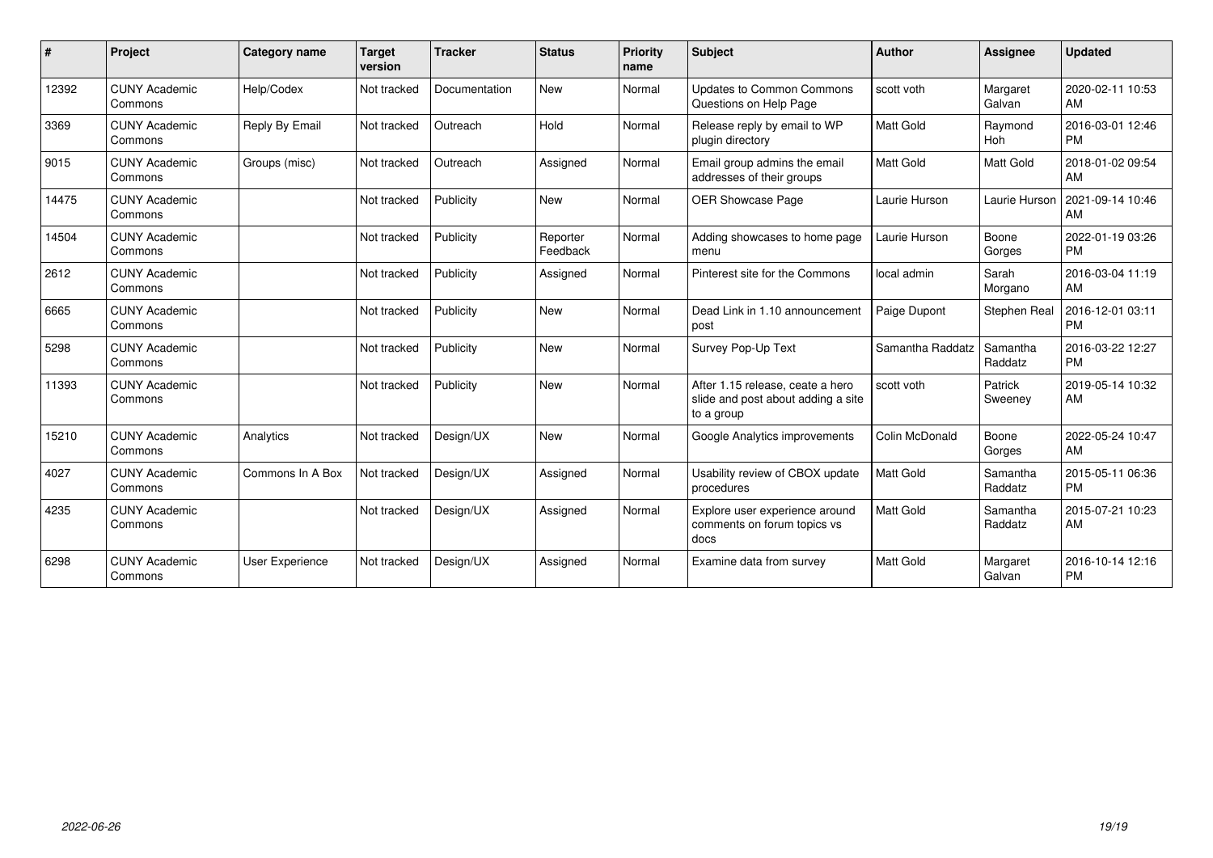| # | Project | Category name | Target version | Tracker | Status | Priority name | Subject | Author | Assignee | Updated |
|---|---|---|---|---|---|---|---|---|---|---|
| 12392 | CUNY Academic Commons | Help/Codex | Not tracked | Documentation | New | Normal | Updates to Common Commons Questions on Help Page | scott voth | Margaret Galvan | 2020-02-11 10:53 AM |
| 3369 | CUNY Academic Commons | Reply By Email | Not tracked | Outreach | Hold | Normal | Release reply by email to WP plugin directory | Matt Gold | Raymond Hoh | 2016-03-01 12:46 PM |
| 9015 | CUNY Academic Commons | Groups (misc) | Not tracked | Outreach | Assigned | Normal | Email group admins the email addresses of their groups | Matt Gold | Matt Gold | 2018-01-02 09:54 AM |
| 14475 | CUNY Academic Commons | | Not tracked | Publicity | New | Normal | OER Showcase Page | Laurie Hurson | Laurie Hurson | 2021-09-14 10:46 AM |
| 14504 | CUNY Academic Commons | | Not tracked | Publicity | Reporter Feedback | Normal | Adding showcases to home page menu | Laurie Hurson | Boone Gorges | 2022-01-19 03:26 PM |
| 2612 | CUNY Academic Commons | | Not tracked | Publicity | Assigned | Normal | Pinterest site for the Commons | local admin | Sarah Morgano | 2016-03-04 11:19 AM |
| 6665 | CUNY Academic Commons | | Not tracked | Publicity | New | Normal | Dead Link in 1.10 announcement post | Paige Dupont | Stephen Real | 2016-12-01 03:11 PM |
| 5298 | CUNY Academic Commons | | Not tracked | Publicity | New | Normal | Survey Pop-Up Text | Samantha Raddatz | Samantha Raddatz | 2016-03-22 12:27 PM |
| 11393 | CUNY Academic Commons | | Not tracked | Publicity | New | Normal | After 1.15 release, ceate a hero slide and post about adding a site to a group | scott voth | Patrick Sweeney | 2019-05-14 10:32 AM |
| 15210 | CUNY Academic Commons | Analytics | Not tracked | Design/UX | New | Normal | Google Analytics improvements | Colin McDonald | Boone Gorges | 2022-05-24 10:47 AM |
| 4027 | CUNY Academic Commons | Commons In A Box | Not tracked | Design/UX | Assigned | Normal | Usability review of CBOX update procedures | Matt Gold | Samantha Raddatz | 2015-05-11 06:36 PM |
| 4235 | CUNY Academic Commons | | Not tracked | Design/UX | Assigned | Normal | Explore user experience around comments on forum topics vs docs | Matt Gold | Samantha Raddatz | 2015-07-21 10:23 AM |
| 6298 | CUNY Academic Commons | User Experience | Not tracked | Design/UX | Assigned | Normal | Examine data from survey | Matt Gold | Margaret Galvan | 2016-10-14 12:16 PM |